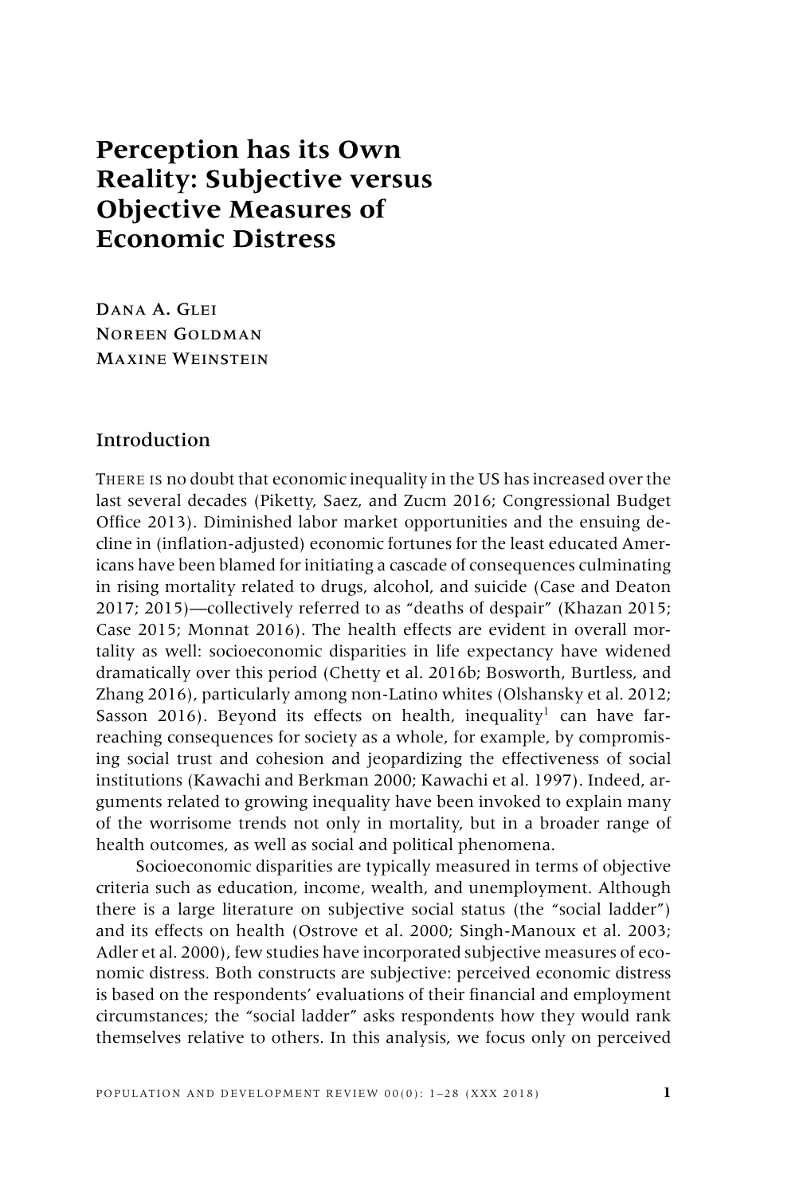# Perception has its Own Reality: Subjective versus Objective Measures of Economic Distress

Dana A. Glei
Noreen Goldman
Maxine Weinstein

## Introduction

There is no doubt that economic inequality in the US has increased over the last several decades (Piketty, Saez, and Zucm 2016; Congressional Budget Office 2013). Diminished labor market opportunities and the ensuing decline in (inflation-adjusted) economic fortunes for the least educated Americans have been blamed for initiating a cascade of consequences culminating in rising mortality related to drugs, alcohol, and suicide (Case and Deaton 2017; 2015)—collectively referred to as "deaths of despair" (Khazan 2015; Case 2015; Monnat 2016). The health effects are evident in overall mortality as well: socioeconomic disparities in life expectancy have widened dramatically over this period (Chetty et al. 2016b; Bosworth, Burtless, and Zhang 2016), particularly among non-Latino whites (Olshansky et al. 2012; Sasson 2016). Beyond its effects on health, inequality[1] can have far-reaching consequences for society as a whole, for example, by compromising social trust and cohesion and jeopardizing the effectiveness of social institutions (Kawachi and Berkman 2000; Kawachi et al. 1997). Indeed, arguments related to growing inequality have been invoked to explain many of the worrisome trends not only in mortality, but in a broader range of health outcomes, as well as social and political phenomena.

Socioeconomic disparities are typically measured in terms of objective criteria such as education, income, wealth, and unemployment. Although there is a large literature on subjective social status (the "social ladder") and its effects on health (Ostrove et al. 2000; Singh-Manoux et al. 2003; Adler et al. 2000), few studies have incorporated subjective measures of economic distress. Both constructs are subjective: perceived economic distress is based on the respondents' evaluations of their financial and employment circumstances; the "social ladder" asks respondents how they would rank themselves relative to others. In this analysis, we focus only on perceived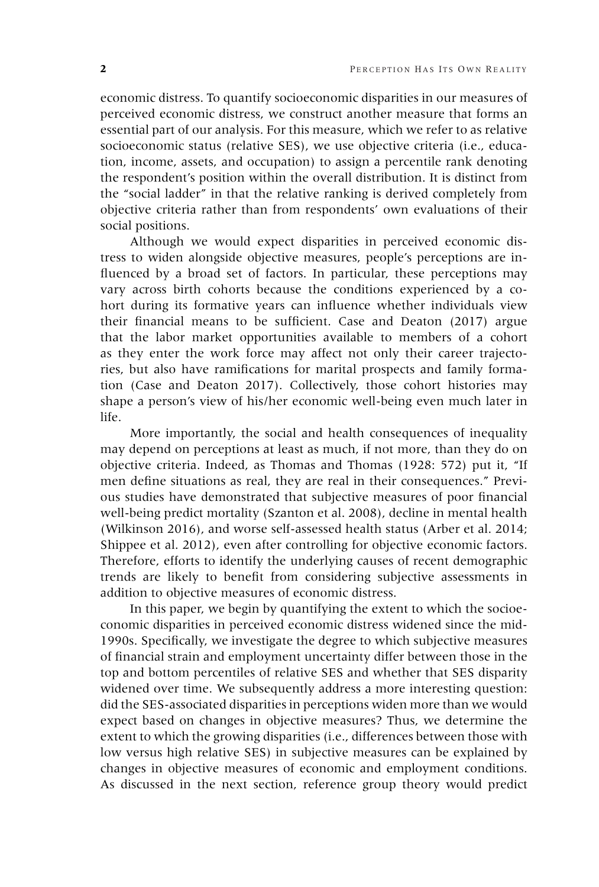economic distress. To quantify socioeconomic disparities in our measures of perceived economic distress, we construct another measure that forms an essential part of our analysis. For this measure, which we refer to as relative socioeconomic status (relative SES), we use objective criteria (i.e., education, income, assets, and occupation) to assign a percentile rank denoting the respondent's position within the overall distribution. It is distinct from the "social ladder" in that the relative ranking is derived completely from objective criteria rather than from respondents' own evaluations of their social positions.

Although we would expect disparities in perceived economic distress to widen alongside objective measures, people's perceptions are influenced by a broad set of factors. In particular, these perceptions may vary across birth cohorts because the conditions experienced by a cohort during its formative years can influence whether individuals view their financial means to be sufficient. Case and Deaton (2017) argue that the labor market opportunities available to members of a cohort as they enter the work force may affect not only their career trajectories, but also have ramifications for marital prospects and family formation (Case and Deaton 2017). Collectively, those cohort histories may shape a person's view of his/her economic well-being even much later in life.

More importantly, the social and health consequences of inequality may depend on perceptions at least as much, if not more, than they do on objective criteria. Indeed, as Thomas and Thomas (1928: 572) put it, "If men define situations as real, they are real in their consequences." Previous studies have demonstrated that subjective measures of poor financial well-being predict mortality (Szanton et al. 2008), decline in mental health (Wilkinson 2016), and worse self-assessed health status (Arber et al. 2014; Shippee et al. 2012), even after controlling for objective economic factors. Therefore, efforts to identify the underlying causes of recent demographic trends are likely to benefit from considering subjective assessments in addition to objective measures of economic distress.

In this paper, we begin by quantifying the extent to which the socioeconomic disparities in perceived economic distress widened since the mid-1990s. Specifically, we investigate the degree to which subjective measures of financial strain and employment uncertainty differ between those in the top and bottom percentiles of relative SES and whether that SES disparity widened over time. We subsequently address a more interesting question: did the SES-associated disparities in perceptions widen more than we would expect based on changes in objective measures? Thus, we determine the extent to which the growing disparities (i.e., differences between those with low versus high relative SES) in subjective measures can be explained by changes in objective measures of economic and employment conditions. As discussed in the next section, reference group theory would predict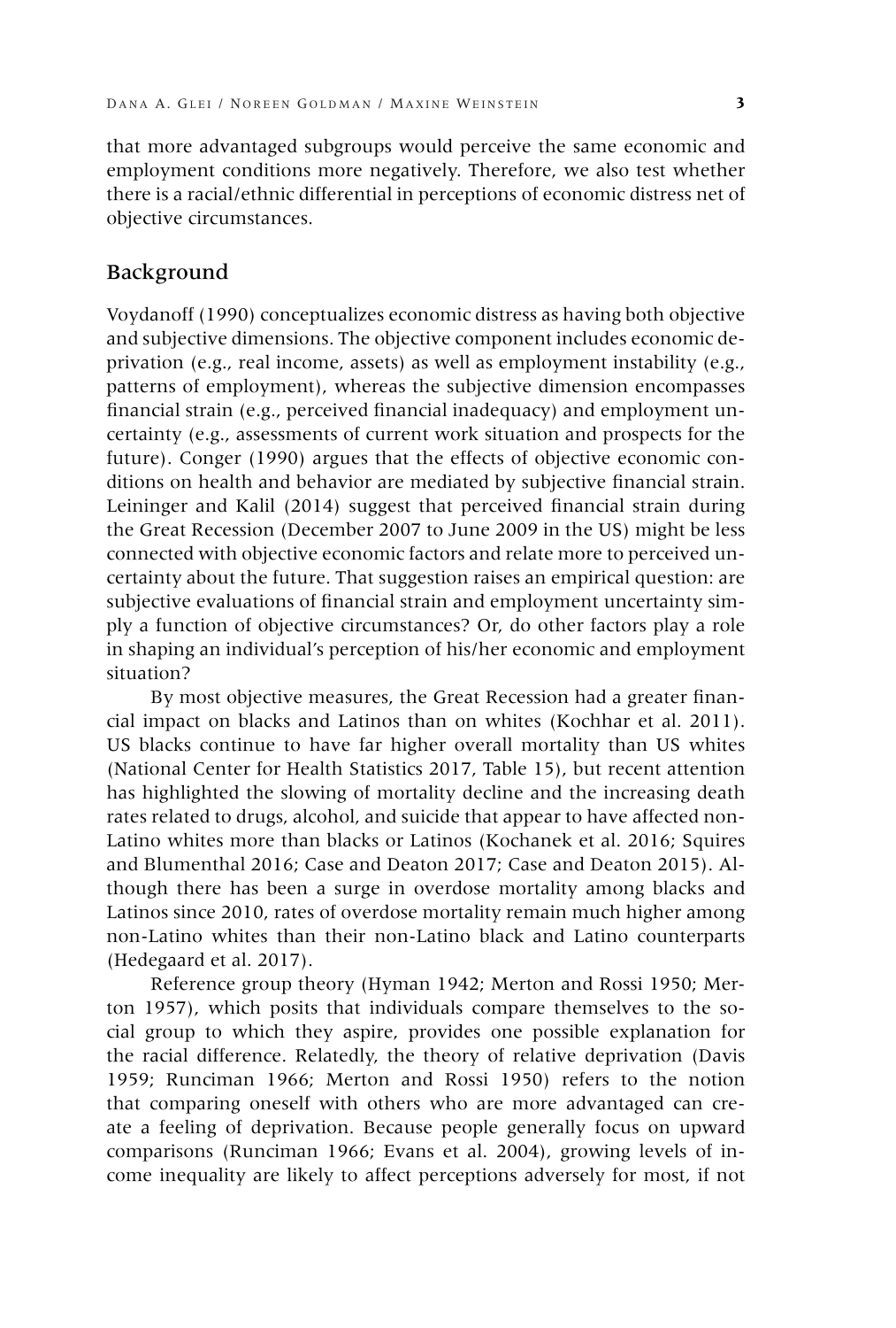that more advantaged subgroups would perceive the same economic and employment conditions more negatively. Therefore, we also test whether there is a racial/ethnic differential in perceptions of economic distress net of objective circumstances.

## Background

Voydanoff (1990) conceptualizes economic distress as having both objective and subjective dimensions. The objective component includes economic deprivation (e.g., real income, assets) as well as employment instability (e.g., patterns of employment), whereas the subjective dimension encompasses financial strain (e.g., perceived financial inadequacy) and employment uncertainty (e.g., assessments of current work situation and prospects for the future). Conger (1990) argues that the effects of objective economic conditions on health and behavior are mediated by subjective financial strain. Leininger and Kalil (2014) suggest that perceived financial strain during the Great Recession (December 2007 to June 2009 in the US) might be less connected with objective economic factors and relate more to perceived uncertainty about the future. That suggestion raises an empirical question: are subjective evaluations of financial strain and employment uncertainty simply a function of objective circumstances? Or, do other factors play a role in shaping an individual's perception of his/her economic and employment situation?

By most objective measures, the Great Recession had a greater financial impact on blacks and Latinos than on whites (Kochhar et al. 2011). US blacks continue to have far higher overall mortality than US whites (National Center for Health Statistics 2017, Table 15), but recent attention has highlighted the slowing of mortality decline and the increasing death rates related to drugs, alcohol, and suicide that appear to have affected non-Latino whites more than blacks or Latinos (Kochanek et al. 2016; Squires and Blumenthal 2016; Case and Deaton 2017; Case and Deaton 2015). Although there has been a surge in overdose mortality among blacks and Latinos since 2010, rates of overdose mortality remain much higher among non-Latino whites than their non-Latino black and Latino counterparts (Hedegaard et al. 2017).

Reference group theory (Hyman 1942; Merton and Rossi 1950; Merton 1957), which posits that individuals compare themselves to the social group to which they aspire, provides one possible explanation for the racial difference. Relatedly, the theory of relative deprivation (Davis 1959; Runciman 1966; Merton and Rossi 1950) refers to the notion that comparing oneself with others who are more advantaged can create a feeling of deprivation. Because people generally focus on upward comparisons (Runciman 1966; Evans et al. 2004), growing levels of income inequality are likely to affect perceptions adversely for most, if not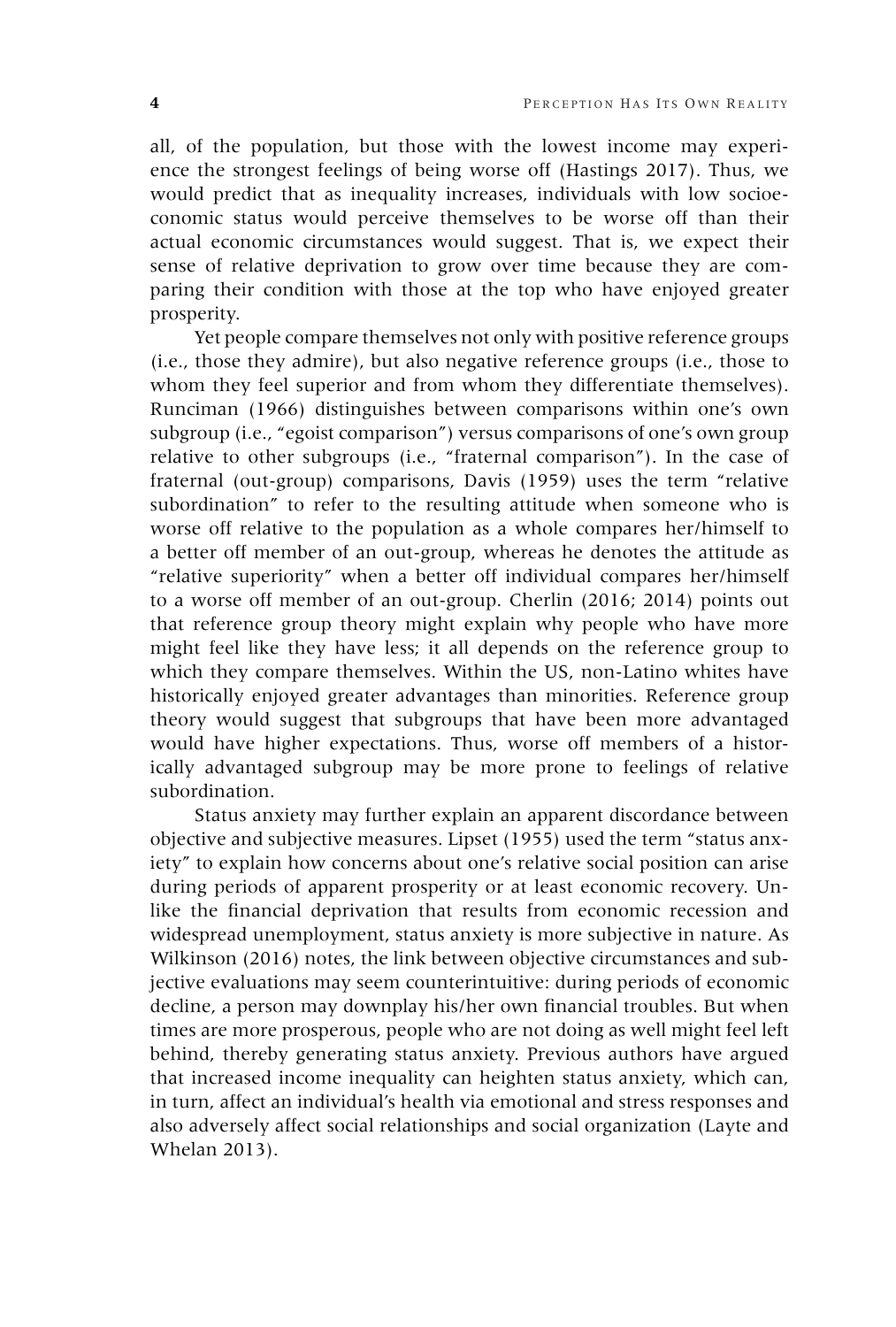all, of the population, but those with the lowest income may experience the strongest feelings of being worse off (Hastings 2017). Thus, we would predict that as inequality increases, individuals with low socioeconomic status would perceive themselves to be worse off than their actual economic circumstances would suggest. That is, we expect their sense of relative deprivation to grow over time because they are comparing their condition with those at the top who have enjoyed greater prosperity.

Yet people compare themselves not only with positive reference groups (i.e., those they admire), but also negative reference groups (i.e., those to whom they feel superior and from whom they differentiate themselves). Runciman (1966) distinguishes between comparisons within one's own subgroup (i.e., "egoist comparison") versus comparisons of one's own group relative to other subgroups (i.e., "fraternal comparison"). In the case of fraternal (out-group) comparisons, Davis (1959) uses the term "relative subordination" to refer to the resulting attitude when someone who is worse off relative to the population as a whole compares her/himself to a better off member of an out-group, whereas he denotes the attitude as "relative superiority" when a better off individual compares her/himself to a worse off member of an out-group. Cherlin (2016; 2014) points out that reference group theory might explain why people who have more might feel like they have less; it all depends on the reference group to which they compare themselves. Within the US, non-Latino whites have historically enjoyed greater advantages than minorities. Reference group theory would suggest that subgroups that have been more advantaged would have higher expectations. Thus, worse off members of a historically advantaged subgroup may be more prone to feelings of relative subordination.

Status anxiety may further explain an apparent discordance between objective and subjective measures. Lipset (1955) used the term "status anxiety" to explain how concerns about one's relative social position can arise during periods of apparent prosperity or at least economic recovery. Unlike the financial deprivation that results from economic recession and widespread unemployment, status anxiety is more subjective in nature. As Wilkinson (2016) notes, the link between objective circumstances and subjective evaluations may seem counterintuitive: during periods of economic decline, a person may downplay his/her own financial troubles. But when times are more prosperous, people who are not doing as well might feel left behind, thereby generating status anxiety. Previous authors have argued that increased income inequality can heighten status anxiety, which can, in turn, affect an individual's health via emotional and stress responses and also adversely affect social relationships and social organization (Layte and Whelan 2013).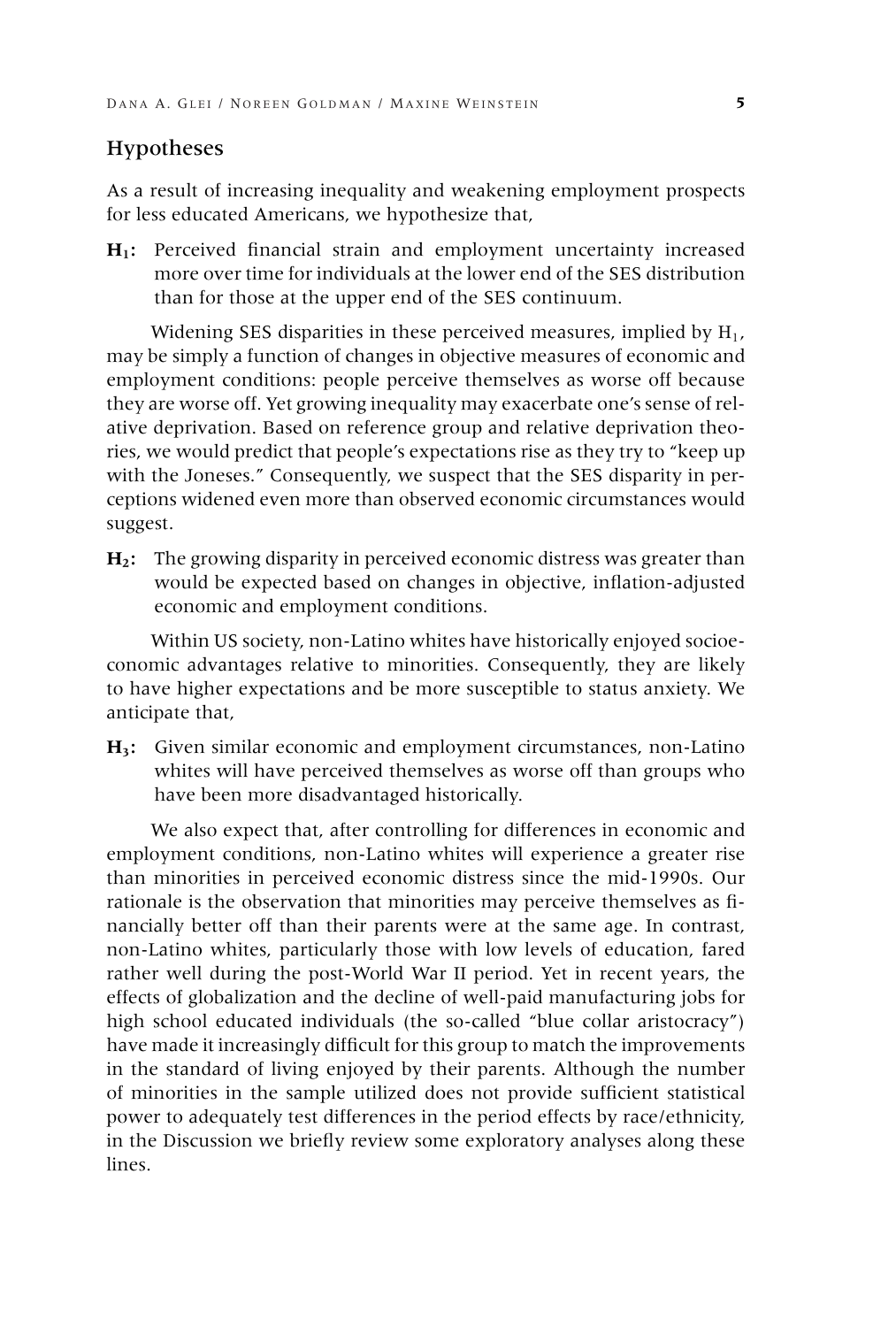## Hypotheses

As a result of increasing inequality and weakening employment prospects for less educated Americans, we hypothesize that,

**$H_1$:** Perceived financial strain and employment uncertainty increased more over time for individuals at the lower end of the SES distribution than for those at the upper end of the SES continuum.

Widening SES disparities in these perceived measures, implied by $H_1$, may be simply a function of changes in objective measures of economic and employment conditions: people perceive themselves as worse off because they are worse off. Yet growing inequality may exacerbate one's sense of relative deprivation. Based on reference group and relative deprivation theories, we would predict that people's expectations rise as they try to "keep up with the Joneses." Consequently, we suspect that the SES disparity in perceptions widened even more than observed economic circumstances would suggest.

**$H_2$:** The growing disparity in perceived economic distress was greater than would be expected based on changes in objective, inflation-adjusted economic and employment conditions.

Within US society, non-Latino whites have historically enjoyed socioeconomic advantages relative to minorities. Consequently, they are likely to have higher expectations and be more susceptible to status anxiety. We anticipate that,

**$H_3$:** Given similar economic and employment circumstances, non-Latino whites will have perceived themselves as worse off than groups who have been more disadvantaged historically.

We also expect that, after controlling for differences in economic and employment conditions, non-Latino whites will experience a greater rise than minorities in perceived economic distress since the mid-1990s. Our rationale is the observation that minorities may perceive themselves as financially better off than their parents were at the same age. In contrast, non-Latino whites, particularly those with low levels of education, fared rather well during the post-World War II period. Yet in recent years, the effects of globalization and the decline of well-paid manufacturing jobs for high school educated individuals (the so-called "blue collar aristocracy") have made it increasingly difficult for this group to match the improvements in the standard of living enjoyed by their parents. Although the number of minorities in the sample utilized does not provide sufficient statistical power to adequately test differences in the period effects by race/ethnicity, in the Discussion we briefly review some exploratory analyses along these lines.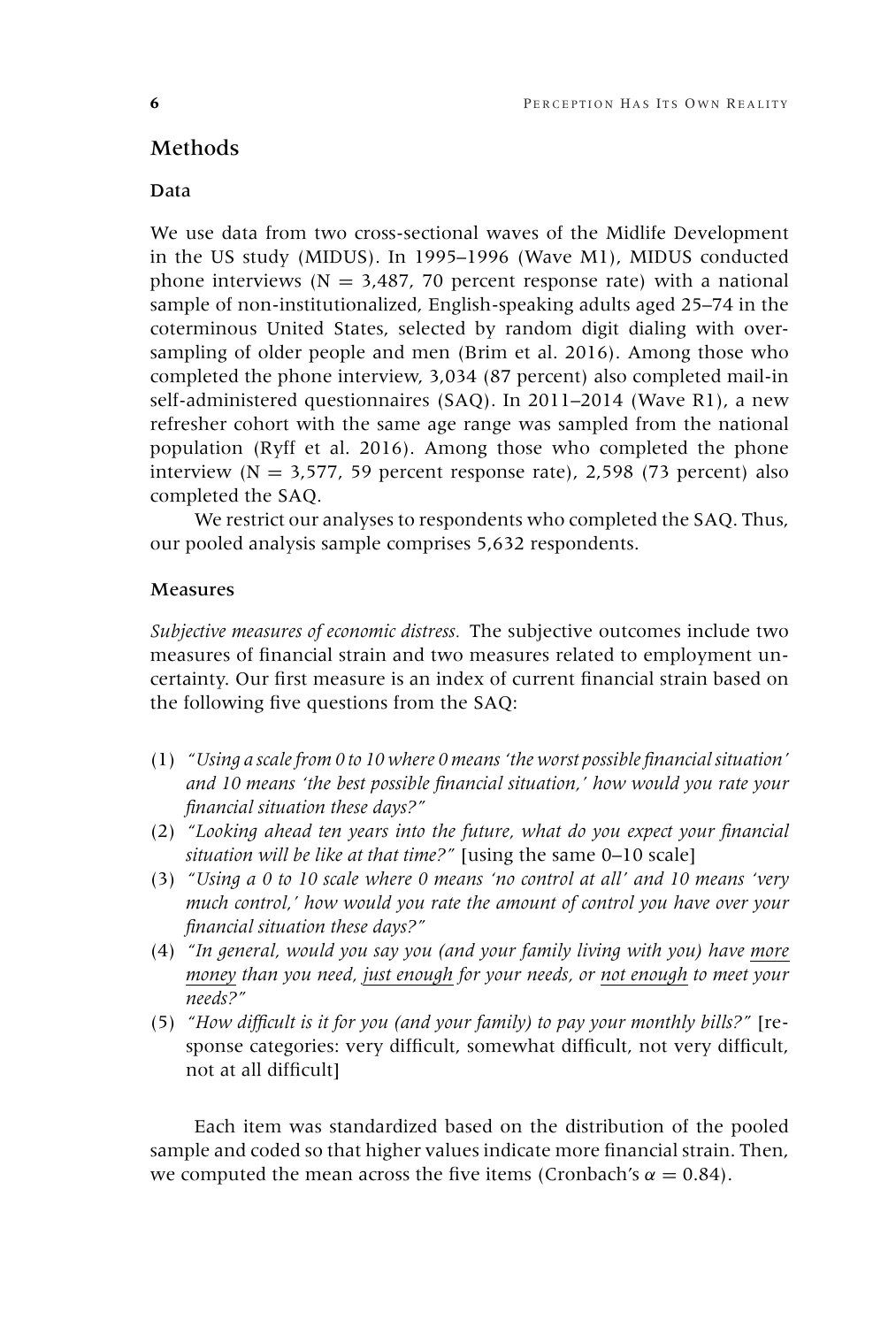## Methods

### Data

We use data from two cross-sectional waves of the Midlife Development in the US study (MIDUS). In 1995–1996 (Wave M1), MIDUS conducted phone interviews (N = 3,487, 70 percent response rate) with a national sample of non-institutionalized, English-speaking adults aged 25–74 in the coterminous United States, selected by random digit dialing with over-sampling of older people and men (Brim et al. 2016). Among those who completed the phone interview, 3,034 (87 percent) also completed mail-in self-administered questionnaires (SAQ). In 2011–2014 (Wave R1), a new refresher cohort with the same age range was sampled from the national population (Ryff et al. 2016). Among those who completed the phone interview (N = 3,577, 59 percent response rate), 2,598 (73 percent) also completed the SAQ.

We restrict our analyses to respondents who completed the SAQ. Thus, our pooled analysis sample comprises 5,632 respondents.

### Measures

*Subjective measures of economic distress.* The subjective outcomes include two measures of financial strain and two measures related to employment uncertainty. Our first measure is an index of current financial strain based on the following five questions from the SAQ:

(1) *"Using a scale from 0 to 10 where 0 means 'the worst possible financial situation' and 10 means 'the best possible financial situation,' how would you rate your financial situation these days?"*
(2) *"Looking ahead ten years into the future, what do you expect your financial situation will be like at that time?"* [using the same 0–10 scale]
(3) *"Using a 0 to 10 scale where 0 means 'no control at all' and 10 means 'very much control,' how would you rate the amount of control you have over your financial situation these days?"*
(4) *"In general, would you say you (and your family living with you) have <u>more money</u> than you need, <u>just enough</u> for your needs, or <u>not enough</u> to meet your needs?"*
(5) *"How difficult is it for you (and your family) to pay your monthly bills?"* [response categories: very difficult, somewhat difficult, not very difficult, not at all difficult]

Each item was standardized based on the distribution of the pooled sample and coded so that higher values indicate more financial strain. Then, we computed the mean across the five items (Cronbach's $\alpha = 0.84$).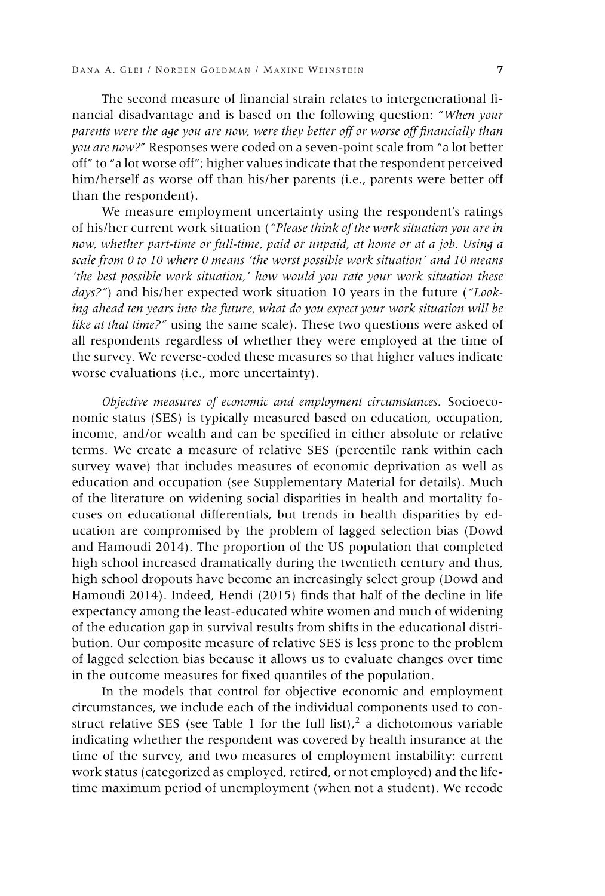The second measure of financial strain relates to intergenerational financial disadvantage and is based on the following question: "*When your parents were the age you are now, were they better off or worse off financially than you are now?*" Responses were coded on a seven-point scale from "a lot better off" to "a lot worse off"; higher values indicate that the respondent perceived him/herself as worse off than his/her parents (i.e., parents were better off than the respondent).

We measure employment uncertainty using the respondent's ratings of his/her current work situation (*"Please think of the work situation you are in now, whether part-time or full-time, paid or unpaid, at home or at a job. Using a scale from 0 to 10 where 0 means 'the worst possible work situation' and 10 means 'the best possible work situation,' how would you rate your work situation these days?"*) and his/her expected work situation 10 years in the future (*"Looking ahead ten years into the future, what do you expect your work situation will be like at that time?"* using the same scale). These two questions were asked of all respondents regardless of whether they were employed at the time of the survey. We reverse-coded these measures so that higher values indicate worse evaluations (i.e., more uncertainty).

*Objective measures of economic and employment circumstances.* Socioeconomic status (SES) is typically measured based on education, occupation, income, and/or wealth and can be specified in either absolute or relative terms. We create a measure of relative SES (percentile rank within each survey wave) that includes measures of economic deprivation as well as education and occupation (see Supplementary Material for details). Much of the literature on widening social disparities in health and mortality focuses on educational differentials, but trends in health disparities by education are compromised by the problem of lagged selection bias (Dowd and Hamoudi 2014). The proportion of the US population that completed high school increased dramatically during the twentieth century and thus, high school dropouts have become an increasingly select group (Dowd and Hamoudi 2014). Indeed, Hendi (2015) finds that half of the decline in life expectancy among the least-educated white women and much of widening of the education gap in survival results from shifts in the educational distribution. Our composite measure of relative SES is less prone to the problem of lagged selection bias because it allows us to evaluate changes over time in the outcome measures for fixed quantiles of the population.

In the models that control for objective economic and employment circumstances, we include each of the individual components used to construct relative SES (see Table 1 for the full list),[2] a dichotomous variable indicating whether the respondent was covered by health insurance at the time of the survey, and two measures of employment instability: current work status (categorized as employed, retired, or not employed) and the lifetime maximum period of unemployment (when not a student). We recode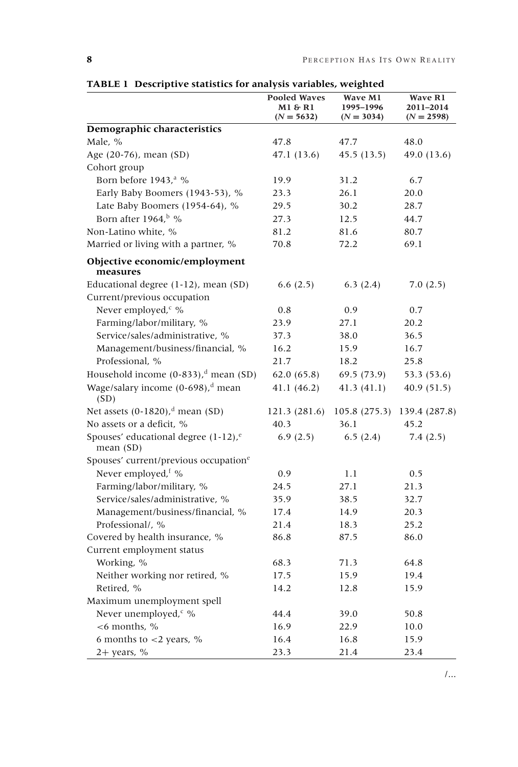**TABLE 1 Descriptive statistics for analysis variables, weighted**

| | Pooled Waves M1 & R1 ($N = 5632$) | Wave M1 1995–1996 ($N = 3034$) | Wave R1 2011–2014 ($N = 2598$) |
|---|---|---|---|
| **Demographic characteristics** | | | |
| Male, % | 47.8 | 47.7 | 48.0 |
| Age (20-76), mean (SD) | 47.1 (13.6) | 45.5 (13.5) | 49.0 (13.6) |
| Cohort group | | | |
| Born before 1943,[a] % | 19.9 | 31.2 | 6.7 |
| Early Baby Boomers (1943-53), % | 23.3 | 26.1 | 20.0 |
| Late Baby Boomers (1954-64), % | 29.5 | 30.2 | 28.7 |
| Born after 1964,[b] % | 27.3 | 12.5 | 44.7 |
| Non-Latino white, % | 81.2 | 81.6 | 80.7 |
| Married or living with a partner, % | 70.8 | 72.2 | 69.1 |
| **Objective economic/employment measures** | | | |
| Educational degree (1-12), mean (SD) | 6.6 (2.5) | 6.3 (2.4) | 7.0 (2.5) |
| Current/previous occupation | | | |
| Never employed,[c] % | 0.8 | 0.9 | 0.7 |
| Farming/labor/military, % | 23.9 | 27.1 | 20.2 |
| Service/sales/administrative, % | 37.3 | 38.0 | 36.5 |
| Management/business/financial, % | 16.2 | 15.9 | 16.7 |
| Professional, % | 21.7 | 18.2 | 25.8 |
| Household income (0-833),[d] mean (SD) | 62.0 (65.8) | 69.5 (73.9) | 53.3 (53.6) |
| Wage/salary income (0-698),[d] mean (SD) | 41.1 (46.2) | 41.3 (41.1) | 40.9 (51.5) |
| Net assets (0-1820),[d] mean (SD) | 121.3 (281.6) | 105.8 (275.3) | 139.4 (287.8) |
| No assets or a deficit, % | 40.3 | 36.1 | 45.2 |
| Spouses' educational degree (1-12),[e] mean (SD) | 6.9 (2.5) | 6.5 (2.4) | 7.4 (2.5) |
| Spouses' current/previous occupation[e] | | | |
| Never employed,[f] % | 0.9 | 1.1 | 0.5 |
| Farming/labor/military, % | 24.5 | 27.1 | 21.3 |
| Service/sales/administrative, % | 35.9 | 38.5 | 32.7 |
| Management/business/financial, % | 17.4 | 14.9 | 20.3 |
| Professional/, % | 21.4 | 18.3 | 25.2 |
| Covered by health insurance, % | 86.8 | 87.5 | 86.0 |
| Current employment status | | | |
| Working, % | 68.3 | 71.3 | 64.8 |
| Neither working nor retired, % | 17.5 | 15.9 | 19.4 |
| Retired, % | 14.2 | 12.8 | 15.9 |
| Maximum unemployment spell | | | |
| Never unemployed,[c] % | 44.4 | 39.0 | 50.8 |
| <6 months, % | 16.9 | 22.9 | 10.0 |
| 6 months to <2 years, % | 16.4 | 16.8 | 15.9 |
| 2+ years, % | 23.3 | 21.4 | 23.4 |

/...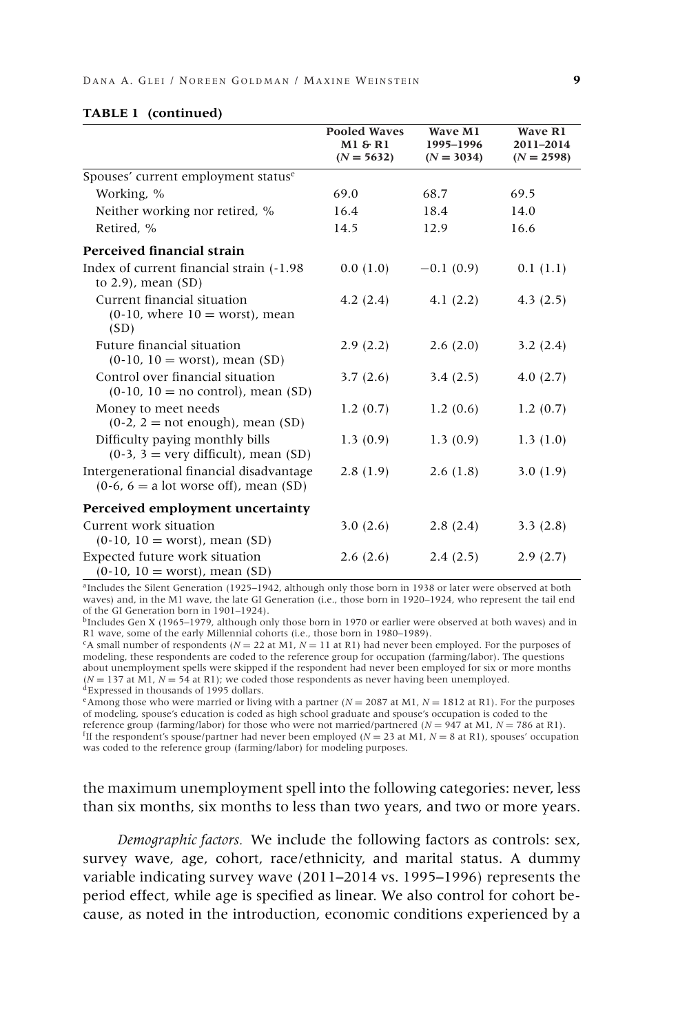**TABLE 1 (continued)**

| | Pooled Waves M1 & R1 ($N = 5632$) | Wave M1 1995–1996 ($N = 3034$) | Wave R1 2011–2014 ($N = 2598$) |
|---|---|---|---|
| Spouses' current employment status[e] | | | |
| Working, % | 69.0 | 68.7 | 69.5 |
| Neither working nor retired, % | 16.4 | 18.4 | 14.0 |
| Retired, % | 14.5 | 12.9 | 16.6 |
| **Perceived financial strain** | | | |
| Index of current financial strain (-1.98 to 2.9), mean (SD) | 0.0 (1.0) | −0.1 (0.9) | 0.1 (1.1) |
| Current financial situation (0-10, where 10 = worst), mean (SD) | 4.2 (2.4) | 4.1 (2.2) | 4.3 (2.5) |
| Future financial situation (0-10, 10 = worst), mean (SD) | 2.9 (2.2) | 2.6 (2.0) | 3.2 (2.4) |
| Control over financial situation (0-10, 10 = no control), mean (SD) | 3.7 (2.6) | 3.4 (2.5) | 4.0 (2.7) |
| Money to meet needs (0-2, 2 = not enough), mean (SD) | 1.2 (0.7) | 1.2 (0.6) | 1.2 (0.7) |
| Difficulty paying monthly bills (0-3, 3 = very difficult), mean (SD) | 1.3 (0.9) | 1.3 (0.9) | 1.3 (1.0) |
| Intergenerational financial disadvantage (0-6, 6 = a lot worse off), mean (SD) | 2.8 (1.9) | 2.6 (1.8) | 3.0 (1.9) |
| **Perceived employment uncertainty** | | | |
| Current work situation (0-10, 10 = worst), mean (SD) | 3.0 (2.6) | 2.8 (2.4) | 3.3 (2.8) |
| Expected future work situation (0-10, 10 = worst), mean (SD) | 2.6 (2.6) | 2.4 (2.5) | 2.9 (2.7) |

[a]Includes the Silent Generation (1925–1942, although only those born in 1938 or later were observed at both waves) and, in the M1 wave, the late GI Generation (i.e., those born in 1920–1924, who represent the tail end of the GI Generation born in 1901–1924).
[b]Includes Gen X (1965–1979, although only those born in 1970 or earlier were observed at both waves) and in R1 wave, some of the early Millennial cohorts (i.e., those born in 1980–1989).
[c]A small number of respondents ($N = 22$ at M1, $N = 11$ at R1) had never been employed. For the purposes of modeling, these respondents are coded to the reference group for occupation (farming/labor). The questions about unemployment spells were skipped if the respondent had never been employed for six or more months ($N = 137$ at M1, $N = 54$ at R1); we coded those respondents as never having been unemployed.
[d]Expressed in thousands of 1995 dollars.
[e]Among those who were married or living with a partner ($N = 2087$ at M1, $N = 1812$ at R1). For the purposes of modeling, spouse's education is coded as high school graduate and spouse's occupation is coded to the reference group (farming/labor) for those who were not married/partnered ($N = 947$ at M1, $N = 786$ at R1).
[f]If the respondent's spouse/partner had never been employed ($N = 23$ at M1, $N = 8$ at R1), spouses' occupation was coded to the reference group (farming/labor) for modeling purposes.

the maximum unemployment spell into the following categories: never, less than six months, six months to less than two years, and two or more years.

*Demographic factors.* We include the following factors as controls: sex, survey wave, age, cohort, race/ethnicity, and marital status. A dummy variable indicating survey wave (2011–2014 vs. 1995–1996) represents the period effect, while age is specified as linear. We also control for cohort because, as noted in the introduction, economic conditions experienced by a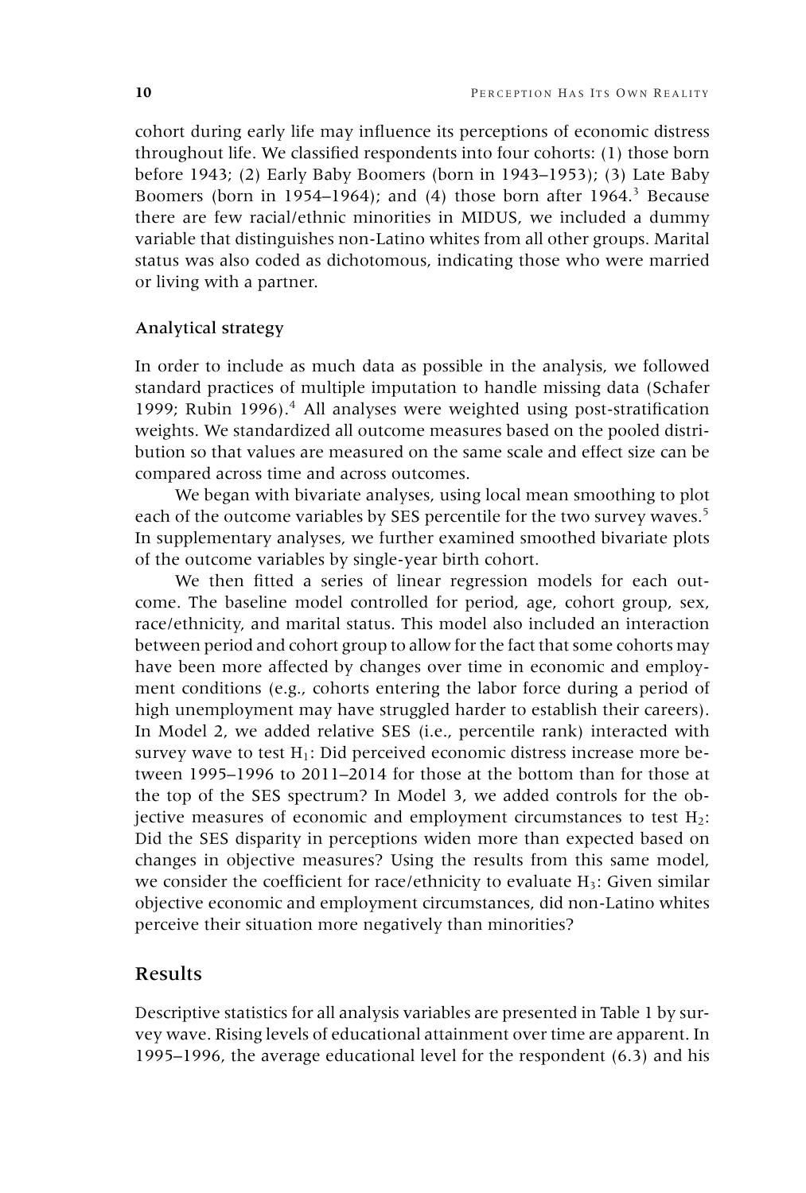cohort during early life may influence its perceptions of economic distress throughout life. We classified respondents into four cohorts: (1) those born before 1943; (2) Early Baby Boomers (born in 1943–1953); (3) Late Baby Boomers (born in 1954–1964); and (4) those born after 1964.[3] Because there are few racial/ethnic minorities in MIDUS, we included a dummy variable that distinguishes non-Latino whites from all other groups. Marital status was also coded as dichotomous, indicating those who were married or living with a partner.

### Analytical strategy

In order to include as much data as possible in the analysis, we followed standard practices of multiple imputation to handle missing data (Schafer 1999; Rubin 1996).[4] All analyses were weighted using post-stratification weights. We standardized all outcome measures based on the pooled distribution so that values are measured on the same scale and effect size can be compared across time and across outcomes.

We began with bivariate analyses, using local mean smoothing to plot each of the outcome variables by SES percentile for the two survey waves.[5] In supplementary analyses, we further examined smoothed bivariate plots of the outcome variables by single-year birth cohort.

We then fitted a series of linear regression models for each outcome. The baseline model controlled for period, age, cohort group, sex, race/ethnicity, and marital status. This model also included an interaction between period and cohort group to allow for the fact that some cohorts may have been more affected by changes over time in economic and employment conditions (e.g., cohorts entering the labor force during a period of high unemployment may have struggled harder to establish their careers). In Model 2, we added relative SES (i.e., percentile rank) interacted with survey wave to test $H_1$: Did perceived economic distress increase more between 1995–1996 to 2011–2014 for those at the bottom than for those at the top of the SES spectrum? In Model 3, we added controls for the objective measures of economic and employment circumstances to test $H_2$: Did the SES disparity in perceptions widen more than expected based on changes in objective measures? Using the results from this same model, we consider the coefficient for race/ethnicity to evaluate $H_3$: Given similar objective economic and employment circumstances, did non-Latino whites perceive their situation more negatively than minorities?

## Results

Descriptive statistics for all analysis variables are presented in Table 1 by survey wave. Rising levels of educational attainment over time are apparent. In 1995–1996, the average educational level for the respondent (6.3) and his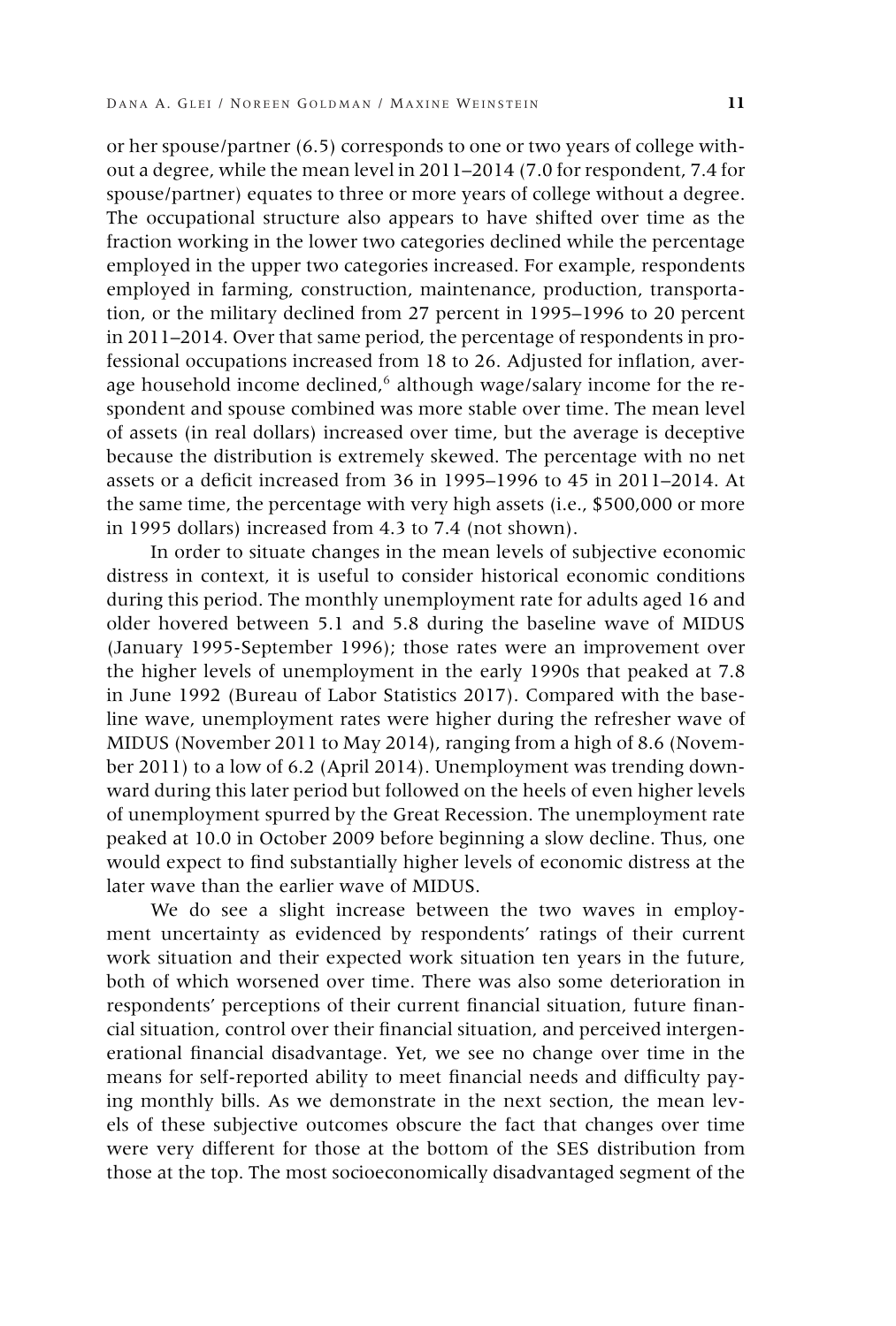or her spouse/partner (6.5) corresponds to one or two years of college without a degree, while the mean level in 2011–2014 (7.0 for respondent, 7.4 for spouse/partner) equates to three or more years of college without a degree. The occupational structure also appears to have shifted over time as the fraction working in the lower two categories declined while the percentage employed in the upper two categories increased. For example, respondents employed in farming, construction, maintenance, production, transportation, or the military declined from 27 percent in 1995–1996 to 20 percent in 2011–2014. Over that same period, the percentage of respondents in professional occupations increased from 18 to 26. Adjusted for inflation, average household income declined,[6] although wage/salary income for the respondent and spouse combined was more stable over time. The mean level of assets (in real dollars) increased over time, but the average is deceptive because the distribution is extremely skewed. The percentage with no net assets or a deficit increased from 36 in 1995–1996 to 45 in 2011–2014. At the same time, the percentage with very high assets (i.e., $500,000 or more in 1995 dollars) increased from 4.3 to 7.4 (not shown).

In order to situate changes in the mean levels of subjective economic distress in context, it is useful to consider historical economic conditions during this period. The monthly unemployment rate for adults aged 16 and older hovered between 5.1 and 5.8 during the baseline wave of MIDUS (January 1995-September 1996); those rates were an improvement over the higher levels of unemployment in the early 1990s that peaked at 7.8 in June 1992 (Bureau of Labor Statistics 2017). Compared with the baseline wave, unemployment rates were higher during the refresher wave of MIDUS (November 2011 to May 2014), ranging from a high of 8.6 (November 2011) to a low of 6.2 (April 2014). Unemployment was trending downward during this later period but followed on the heels of even higher levels of unemployment spurred by the Great Recession. The unemployment rate peaked at 10.0 in October 2009 before beginning a slow decline. Thus, one would expect to find substantially higher levels of economic distress at the later wave than the earlier wave of MIDUS.

We do see a slight increase between the two waves in employment uncertainty as evidenced by respondents' ratings of their current work situation and their expected work situation ten years in the future, both of which worsened over time. There was also some deterioration in respondents' perceptions of their current financial situation, future financial situation, control over their financial situation, and perceived intergenerational financial disadvantage. Yet, we see no change over time in the means for self-reported ability to meet financial needs and difficulty paying monthly bills. As we demonstrate in the next section, the mean levels of these subjective outcomes obscure the fact that changes over time were very different for those at the bottom of the SES distribution from those at the top. The most socioeconomically disadvantaged segment of the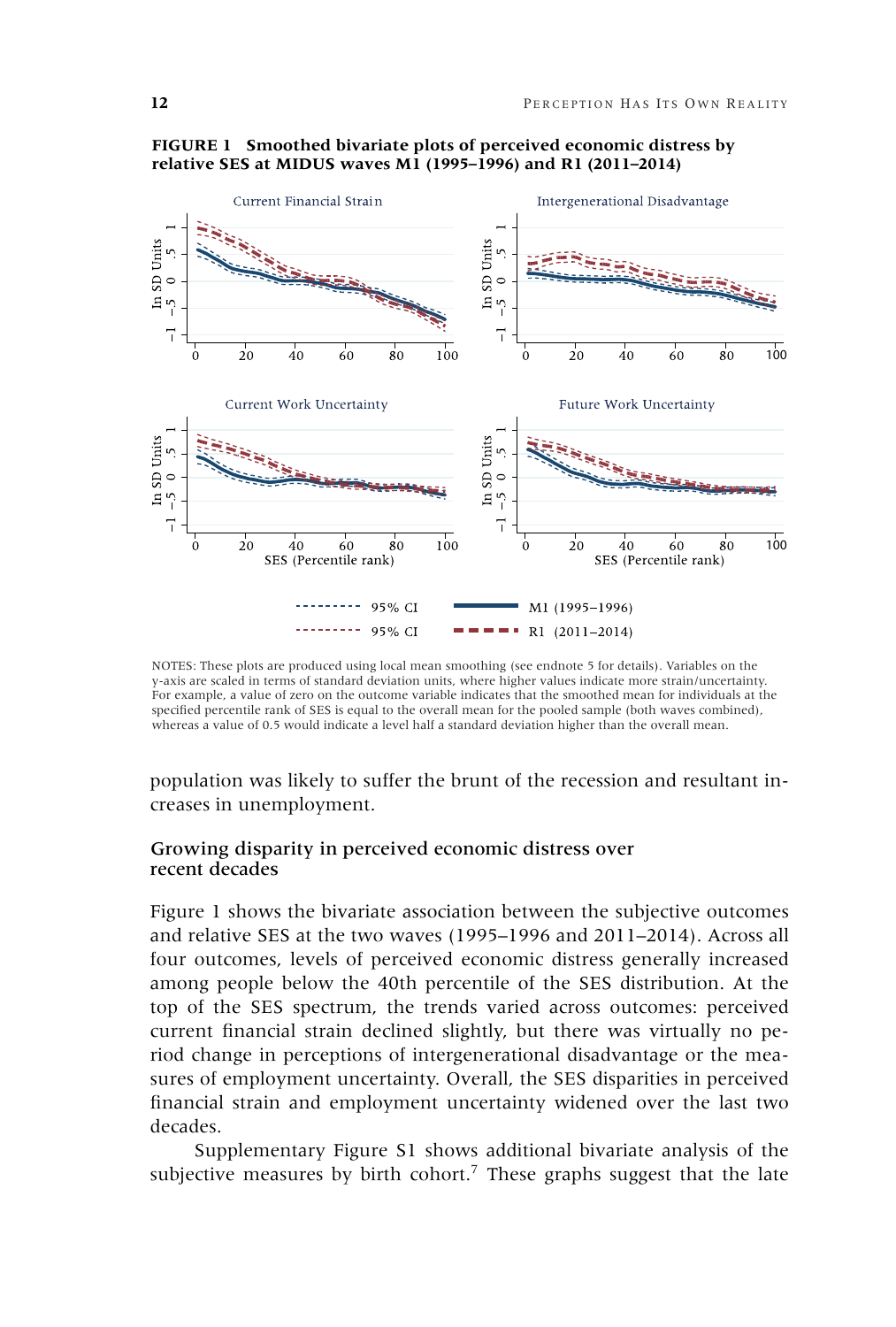**FIGURE 1 Smoothed bivariate plots of perceived economic distress by relative SES at MIDUS waves M1 (1995–1996) and R1 (2011–2014)**

NOTES: These plots are produced using local mean smoothing (see endnote 5 for details). Variables on the y-axis are scaled in terms of standard deviation units, where higher values indicate more strain/uncertainty. For example, a value of zero on the outcome variable indicates that the smoothed mean for individuals at the specified percentile rank of SES is equal to the overall mean for the pooled sample (both waves combined), whereas a value of 0.5 would indicate a level half a standard deviation higher than the overall mean.

population was likely to suffer the brunt of the recession and resultant increases in unemployment.

### Growing disparity in perceived economic distress over recent decades

Figure 1 shows the bivariate association between the subjective outcomes and relative SES at the two waves (1995–1996 and 2011–2014). Across all four outcomes, levels of perceived economic distress generally increased among people below the 40th percentile of the SES distribution. At the top of the SES spectrum, the trends varied across outcomes: perceived current financial strain declined slightly, but there was virtually no period change in perceptions of intergenerational disadvantage or the measures of employment uncertainty. Overall, the SES disparities in perceived financial strain and employment uncertainty widened over the last two decades.

Supplementary Figure S1 shows additional bivariate analysis of the subjective measures by birth cohort.[7] These graphs suggest that the late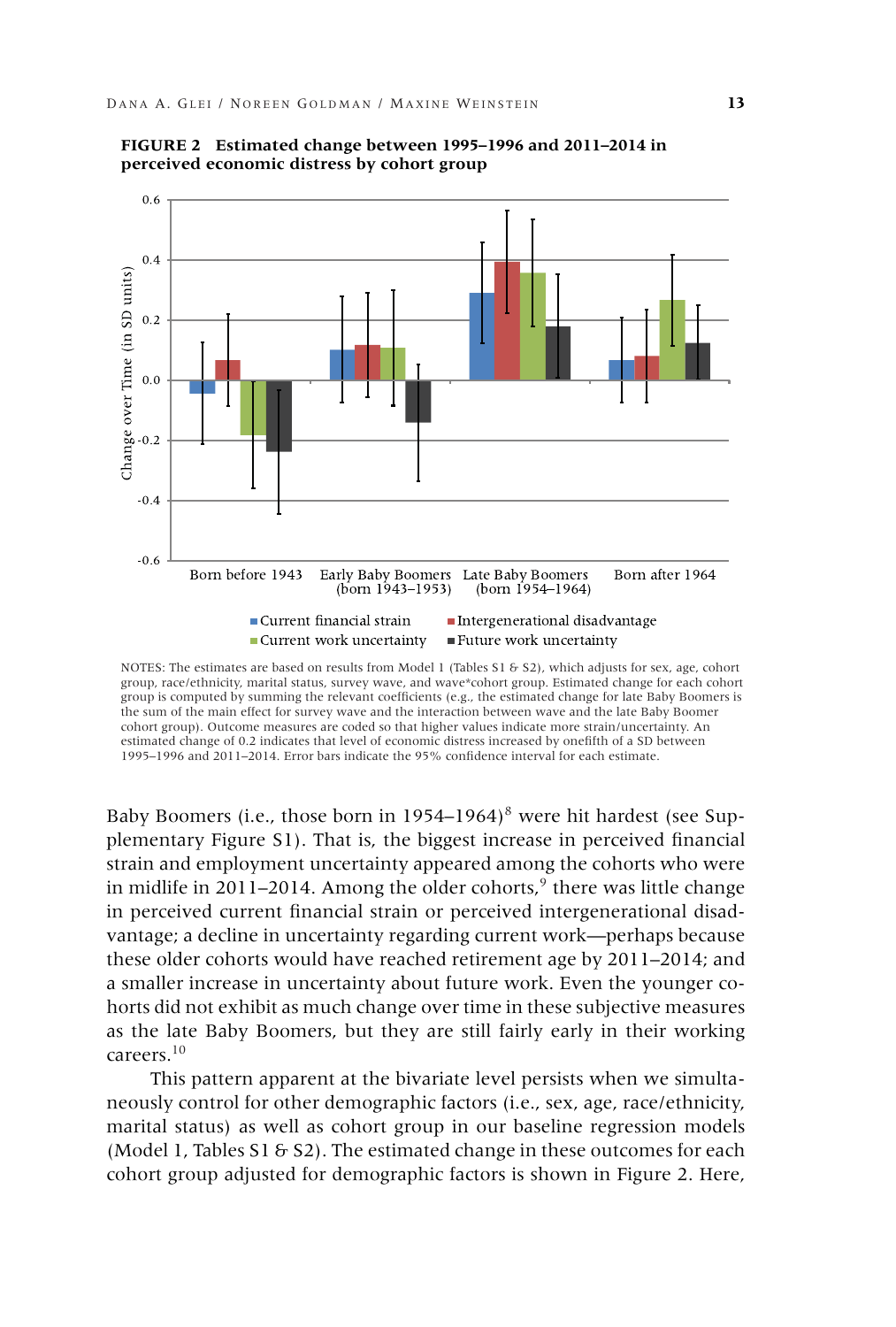**FIGURE 2 Estimated change between 1995–1996 and 2011–2014 in perceived economic distress by cohort group**

NOTES: The estimates are based on results from Model 1 (Tables S1 & S2), which adjusts for sex, age, cohort group, race/ethnicity, marital status, survey wave, and wave*cohort group. Estimated change for each cohort group is computed by summing the relevant coefficients (e.g., the estimated change for late Baby Boomers is the sum of the main effect for survey wave and the interaction between wave and the late Baby Boomer cohort group). Outcome measures are coded so that higher values indicate more strain/uncertainty. An estimated change of 0.2 indicates that level of economic distress increased by onefifth of a SD between 1995–1996 and 2011–2014. Error bars indicate the 95% confidence interval for each estimate.

Baby Boomers (i.e., those born in 1954–1964)[8] were hit hardest (see Supplementary Figure S1). That is, the biggest increase in perceived financial strain and employment uncertainty appeared among the cohorts who were in midlife in 2011–2014. Among the older cohorts,[9] there was little change in perceived current financial strain or perceived intergenerational disadvantage; a decline in uncertainty regarding current work—perhaps because these older cohorts would have reached retirement age by 2011–2014; and a smaller increase in uncertainty about future work. Even the younger cohorts did not exhibit as much change over time in these subjective measures as the late Baby Boomers, but they are still fairly early in their working careers.[10]

This pattern apparent at the bivariate level persists when we simultaneously control for other demographic factors (i.e., sex, age, race/ethnicity, marital status) as well as cohort group in our baseline regression models (Model 1, Tables S1 & S2). The estimated change in these outcomes for each cohort group adjusted for demographic factors is shown in Figure 2. Here,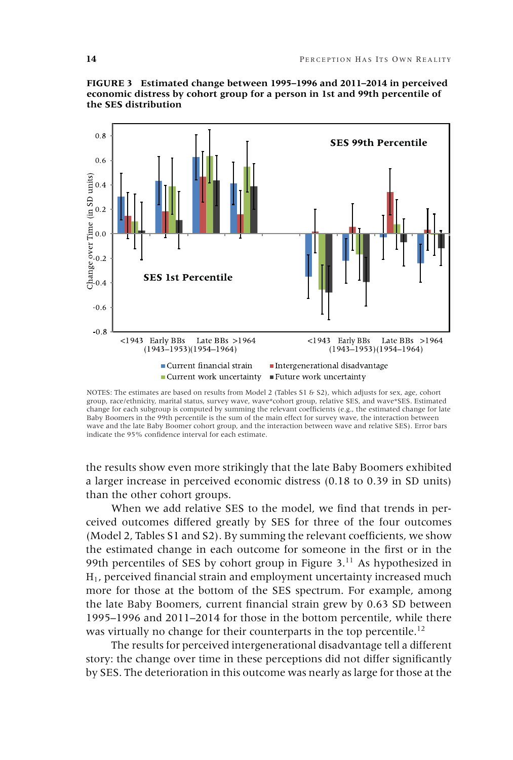**FIGURE 3 Estimated change between 1995–1996 and 2011–2014 in perceived economic distress by cohort group for a person in 1st and 99th percentile of the SES distribution**

NOTES: The estimates are based on results from Model 2 (Tables S1 & S2), which adjusts for sex, age, cohort group, race/ethnicity, marital status, survey wave, wave*cohort group, relative SES, and wave*SES. Estimated change for each subgroup is computed by summing the relevant coefficients (e.g., the estimated change for late Baby Boomers in the 99th percentile is the sum of the main effect for survey wave, the interaction between wave and the late Baby Boomer cohort group, and the interaction between wave and relative SES). Error bars indicate the 95% confidence interval for each estimate.

the results show even more strikingly that the late Baby Boomers exhibited a larger increase in perceived economic distress (0.18 to 0.39 in SD units) than the other cohort groups.

When we add relative SES to the model, we find that trends in perceived outcomes differed greatly by SES for three of the four outcomes (Model 2, Tables S1 and S2). By summing the relevant coefficients, we show the estimated change in each outcome for someone in the first or in the 99th percentiles of SES by cohort group in Figure 3.[11] As hypothesized in $H_1$, perceived financial strain and employment uncertainty increased much more for those at the bottom of the SES spectrum. For example, among the late Baby Boomers, current financial strain grew by 0.63 SD between 1995–1996 and 2011–2014 for those in the bottom percentile, while there was virtually no change for their counterparts in the top percentile.[12]

The results for perceived intergenerational disadvantage tell a different story: the change over time in these perceptions did not differ significantly by SES. The deterioration in this outcome was nearly as large for those at the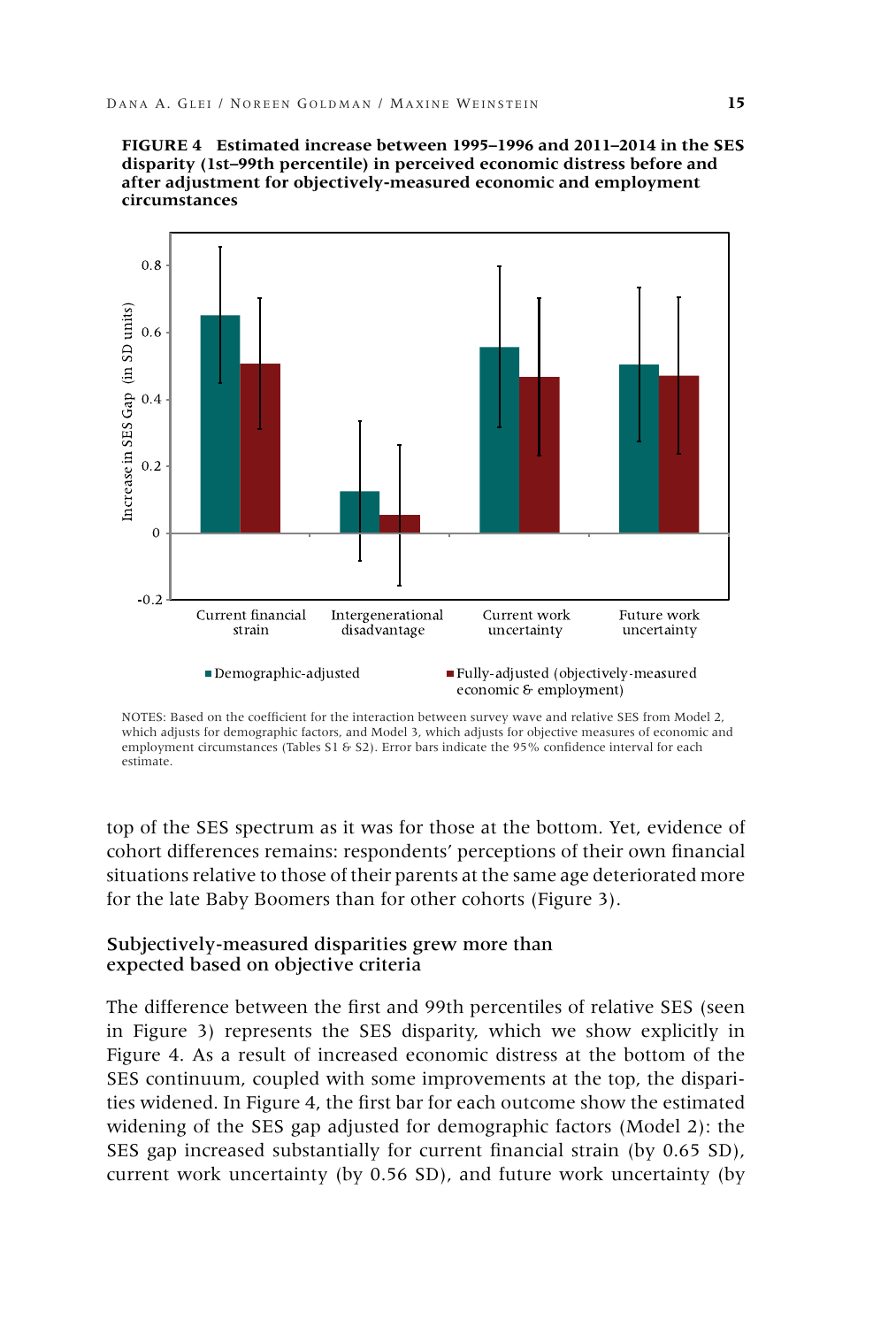**FIGURE 4 Estimated increase between 1995–1996 and 2011–2014 in the SES disparity (1st–99th percentile) in perceived economic distress before and after adjustment for objectively-measured economic and employment circumstances**

NOTES: Based on the coefficient for the interaction between survey wave and relative SES from Model 2, which adjusts for demographic factors, and Model 3, which adjusts for objective measures of economic and employment circumstances (Tables S1 & S2). Error bars indicate the 95% confidence interval for each estimate.

top of the SES spectrum as it was for those at the bottom. Yet, evidence of cohort differences remains: respondents' perceptions of their own financial situations relative to those of their parents at the same age deteriorated more for the late Baby Boomers than for other cohorts (Figure 3).

### Subjectively-measured disparities grew more than expected based on objective criteria

The difference between the first and 99th percentiles of relative SES (seen in Figure 3) represents the SES disparity, which we show explicitly in Figure 4. As a result of increased economic distress at the bottom of the SES continuum, coupled with some improvements at the top, the disparities widened. In Figure 4, the first bar for each outcome show the estimated widening of the SES gap adjusted for demographic factors (Model 2): the SES gap increased substantially for current financial strain (by 0.65 SD), current work uncertainty (by 0.56 SD), and future work uncertainty (by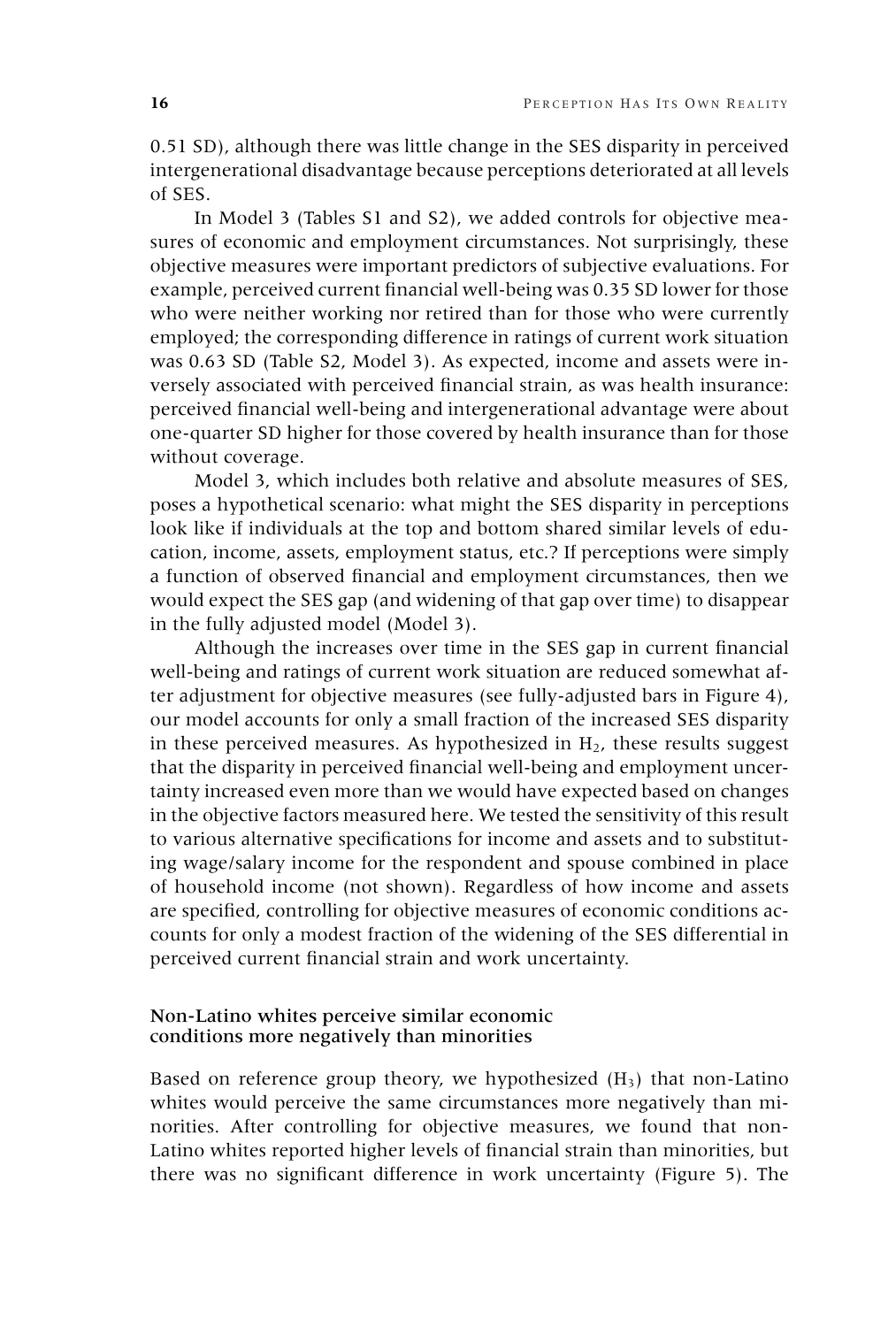0.51 SD), although there was little change in the SES disparity in perceived intergenerational disadvantage because perceptions deteriorated at all levels of SES.

In Model 3 (Tables S1 and S2), we added controls for objective measures of economic and employment circumstances. Not surprisingly, these objective measures were important predictors of subjective evaluations. For example, perceived current financial well-being was 0.35 SD lower for those who were neither working nor retired than for those who were currently employed; the corresponding difference in ratings of current work situation was 0.63 SD (Table S2, Model 3). As expected, income and assets were inversely associated with perceived financial strain, as was health insurance: perceived financial well-being and intergenerational advantage were about one-quarter SD higher for those covered by health insurance than for those without coverage.

Model 3, which includes both relative and absolute measures of SES, poses a hypothetical scenario: what might the SES disparity in perceptions look like if individuals at the top and bottom shared similar levels of education, income, assets, employment status, etc.? If perceptions were simply a function of observed financial and employment circumstances, then we would expect the SES gap (and widening of that gap over time) to disappear in the fully adjusted model (Model 3).

Although the increases over time in the SES gap in current financial well-being and ratings of current work situation are reduced somewhat after adjustment for objective measures (see fully-adjusted bars in Figure 4), our model accounts for only a small fraction of the increased SES disparity in these perceived measures. As hypothesized in $H_2$, these results suggest that the disparity in perceived financial well-being and employment uncertainty increased even more than we would have expected based on changes in the objective factors measured here. We tested the sensitivity of this result to various alternative specifications for income and assets and to substituting wage/salary income for the respondent and spouse combined in place of household income (not shown). Regardless of how income and assets are specified, controlling for objective measures of economic conditions accounts for only a modest fraction of the widening of the SES differential in perceived current financial strain and work uncertainty.

### Non-Latino whites perceive similar economic conditions more negatively than minorities

Based on reference group theory, we hypothesized ($H_3$) that non-Latino whites would perceive the same circumstances more negatively than minorities. After controlling for objective measures, we found that non-Latino whites reported higher levels of financial strain than minorities, but there was no significant difference in work uncertainty (Figure 5). The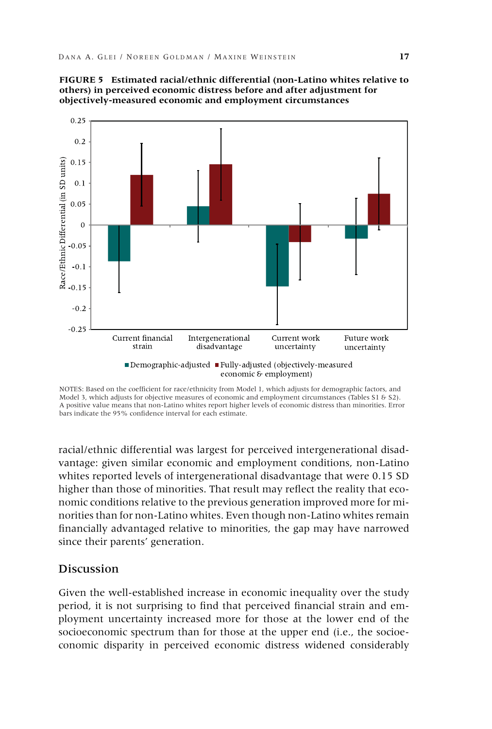**FIGURE 5 Estimated racial/ethnic differential (non-Latino whites relative to others) in perceived economic distress before and after adjustment for objectively-measured economic and employment circumstances**

NOTES: Based on the coefficient for race/ethnicity from Model 1, which adjusts for demographic factors, and Model 3, which adjusts for objective measures of economic and employment circumstances (Tables S1 & S2). A positive value means that non-Latino whites report higher levels of economic distress than minorities. Error bars indicate the 95% confidence interval for each estimate.

racial/ethnic differential was largest for perceived intergenerational disadvantage: given similar economic and employment conditions, non-Latino whites reported levels of intergenerational disadvantage that were 0.15 SD higher than those of minorities. That result may reflect the reality that economic conditions relative to the previous generation improved more for minorities than for non-Latino whites. Even though non-Latino whites remain financially advantaged relative to minorities, the gap may have narrowed since their parents' generation.

## Discussion

Given the well-established increase in economic inequality over the study period, it is not surprising to find that perceived financial strain and employment uncertainty increased more for those at the lower end of the socioeconomic spectrum than for those at the upper end (i.e., the socioeconomic disparity in perceived economic distress widened considerably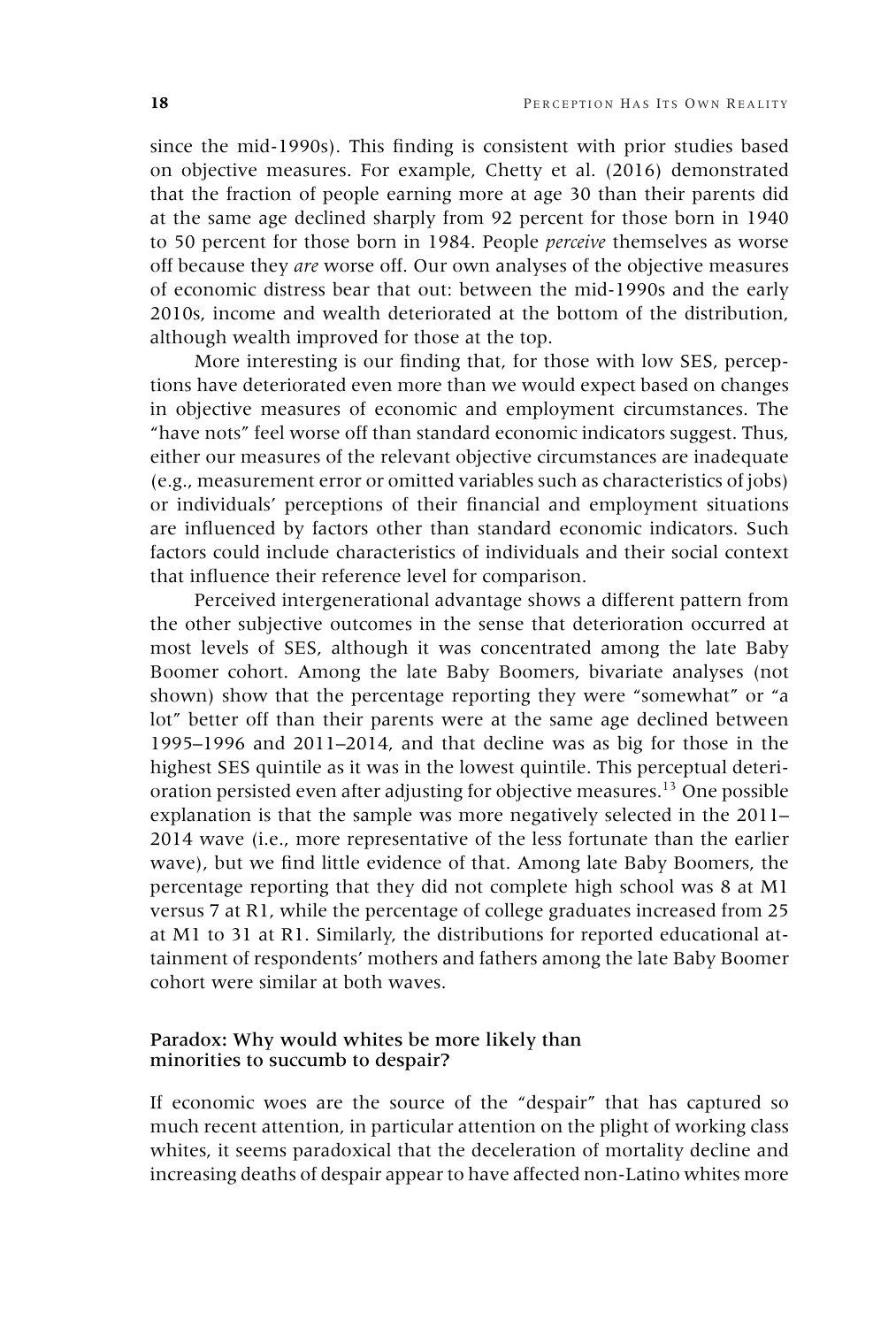since the mid-1990s). This finding is consistent with prior studies based on objective measures. For example, Chetty et al. (2016) demonstrated that the fraction of people earning more at age 30 than their parents did at the same age declined sharply from 92 percent for those born in 1940 to 50 percent for those born in 1984. People *perceive* themselves as worse off because they *are* worse off. Our own analyses of the objective measures of economic distress bear that out: between the mid-1990s and the early 2010s, income and wealth deteriorated at the bottom of the distribution, although wealth improved for those at the top.

More interesting is our finding that, for those with low SES, perceptions have deteriorated even more than we would expect based on changes in objective measures of economic and employment circumstances. The "have nots" feel worse off than standard economic indicators suggest. Thus, either our measures of the relevant objective circumstances are inadequate (e.g., measurement error or omitted variables such as characteristics of jobs) or individuals' perceptions of their financial and employment situations are influenced by factors other than standard economic indicators. Such factors could include characteristics of individuals and their social context that influence their reference level for comparison.

Perceived intergenerational advantage shows a different pattern from the other subjective outcomes in the sense that deterioration occurred at most levels of SES, although it was concentrated among the late Baby Boomer cohort. Among the late Baby Boomers, bivariate analyses (not shown) show that the percentage reporting they were "somewhat" or "a lot" better off than their parents were at the same age declined between 1995–1996 and 2011–2014, and that decline was as big for those in the highest SES quintile as it was in the lowest quintile. This perceptual deterioration persisted even after adjusting for objective measures.[13] One possible explanation is that the sample was more negatively selected in the 2011–2014 wave (i.e., more representative of the less fortunate than the earlier wave), but we find little evidence of that. Among late Baby Boomers, the percentage reporting that they did not complete high school was 8 at M1 versus 7 at R1, while the percentage of college graduates increased from 25 at M1 to 31 at R1. Similarly, the distributions for reported educational attainment of respondents' mothers and fathers among the late Baby Boomer cohort were similar at both waves.

### Paradox: Why would whites be more likely than minorities to succumb to despair?

If economic woes are the source of the "despair" that has captured so much recent attention, in particular attention on the plight of working class whites, it seems paradoxical that the deceleration of mortality decline and increasing deaths of despair appear to have affected non-Latino whites more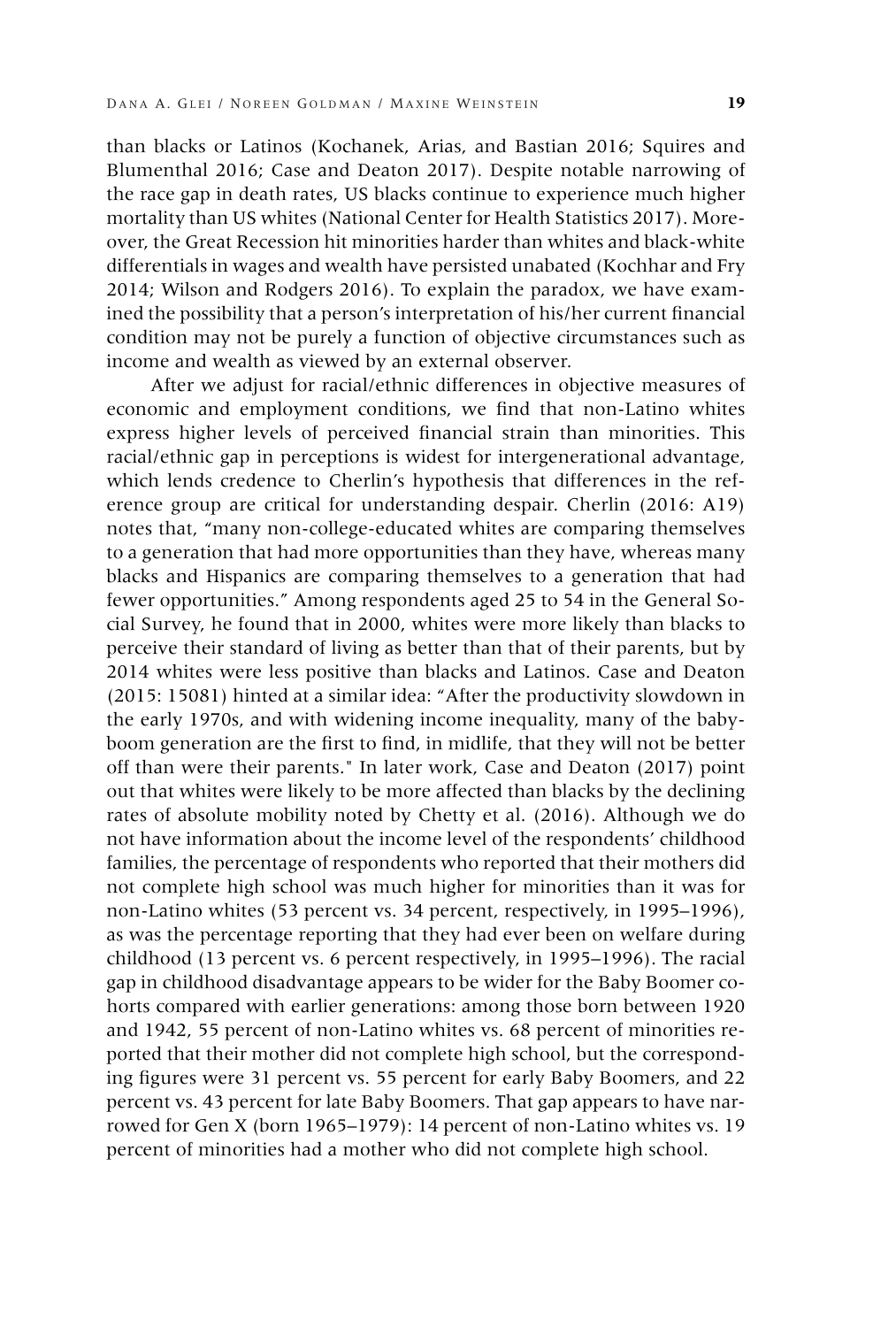than blacks or Latinos (Kochanek, Arias, and Bastian 2016; Squires and Blumenthal 2016; Case and Deaton 2017). Despite notable narrowing of the race gap in death rates, US blacks continue to experience much higher mortality than US whites (National Center for Health Statistics 2017). Moreover, the Great Recession hit minorities harder than whites and black-white differentials in wages and wealth have persisted unabated (Kochhar and Fry 2014; Wilson and Rodgers 2016). To explain the paradox, we have examined the possibility that a person's interpretation of his/her current financial condition may not be purely a function of objective circumstances such as income and wealth as viewed by an external observer.

After we adjust for racial/ethnic differences in objective measures of economic and employment conditions, we find that non-Latino whites express higher levels of perceived financial strain than minorities. This racial/ethnic gap in perceptions is widest for intergenerational advantage, which lends credence to Cherlin's hypothesis that differences in the reference group are critical for understanding despair. Cherlin (2016: A19) notes that, "many non-college-educated whites are comparing themselves to a generation that had more opportunities than they have, whereas many blacks and Hispanics are comparing themselves to a generation that had fewer opportunities." Among respondents aged 25 to 54 in the General Social Survey, he found that in 2000, whites were more likely than blacks to perceive their standard of living as better than that of their parents, but by 2014 whites were less positive than blacks and Latinos. Case and Deaton (2015: 15081) hinted at a similar idea: "After the productivity slowdown in the early 1970s, and with widening income inequality, many of the baby-boom generation are the first to find, in midlife, that they will not be better off than were their parents." In later work, Case and Deaton (2017) point out that whites were likely to be more affected than blacks by the declining rates of absolute mobility noted by Chetty et al. (2016). Although we do not have information about the income level of the respondents' childhood families, the percentage of respondents who reported that their mothers did not complete high school was much higher for minorities than it was for non-Latino whites (53 percent vs. 34 percent, respectively, in 1995–1996), as was the percentage reporting that they had ever been on welfare during childhood (13 percent vs. 6 percent respectively, in 1995–1996). The racial gap in childhood disadvantage appears to be wider for the Baby Boomer cohorts compared with earlier generations: among those born between 1920 and 1942, 55 percent of non-Latino whites vs. 68 percent of minorities reported that their mother did not complete high school, but the corresponding figures were 31 percent vs. 55 percent for early Baby Boomers, and 22 percent vs. 43 percent for late Baby Boomers. That gap appears to have narrowed for Gen X (born 1965–1979): 14 percent of non-Latino whites vs. 19 percent of minorities had a mother who did not complete high school.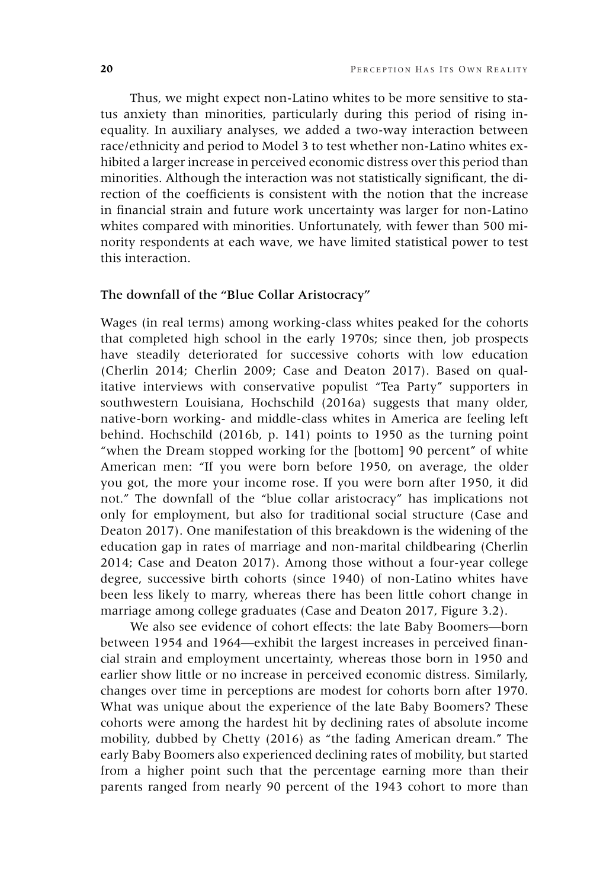Thus, we might expect non-Latino whites to be more sensitive to status anxiety than minorities, particularly during this period of rising inequality. In auxiliary analyses, we added a two-way interaction between race/ethnicity and period to Model 3 to test whether non-Latino whites exhibited a larger increase in perceived economic distress over this period than minorities. Although the interaction was not statistically significant, the direction of the coefficients is consistent with the notion that the increase in financial strain and future work uncertainty was larger for non-Latino whites compared with minorities. Unfortunately, with fewer than 500 minority respondents at each wave, we have limited statistical power to test this interaction.

### The downfall of the "Blue Collar Aristocracy"

Wages (in real terms) among working-class whites peaked for the cohorts that completed high school in the early 1970s; since then, job prospects have steadily deteriorated for successive cohorts with low education (Cherlin 2014; Cherlin 2009; Case and Deaton 2017). Based on qualitative interviews with conservative populist "Tea Party" supporters in southwestern Louisiana, Hochschild (2016a) suggests that many older, native-born working- and middle-class whites in America are feeling left behind. Hochschild (2016b, p. 141) points to 1950 as the turning point "when the Dream stopped working for the [bottom] 90 percent" of white American men: "If you were born before 1950, on average, the older you got, the more your income rose. If you were born after 1950, it did not." The downfall of the "blue collar aristocracy" has implications not only for employment, but also for traditional social structure (Case and Deaton 2017). One manifestation of this breakdown is the widening of the education gap in rates of marriage and non-marital childbearing (Cherlin 2014; Case and Deaton 2017). Among those without a four-year college degree, successive birth cohorts (since 1940) of non-Latino whites have been less likely to marry, whereas there has been little cohort change in marriage among college graduates (Case and Deaton 2017, Figure 3.2).

We also see evidence of cohort effects: the late Baby Boomers—born between 1954 and 1964—exhibit the largest increases in perceived financial strain and employment uncertainty, whereas those born in 1950 and earlier show little or no increase in perceived economic distress. Similarly, changes over time in perceptions are modest for cohorts born after 1970. What was unique about the experience of the late Baby Boomers? These cohorts were among the hardest hit by declining rates of absolute income mobility, dubbed by Chetty (2016) as "the fading American dream." The early Baby Boomers also experienced declining rates of mobility, but started from a higher point such that the percentage earning more than their parents ranged from nearly 90 percent of the 1943 cohort to more than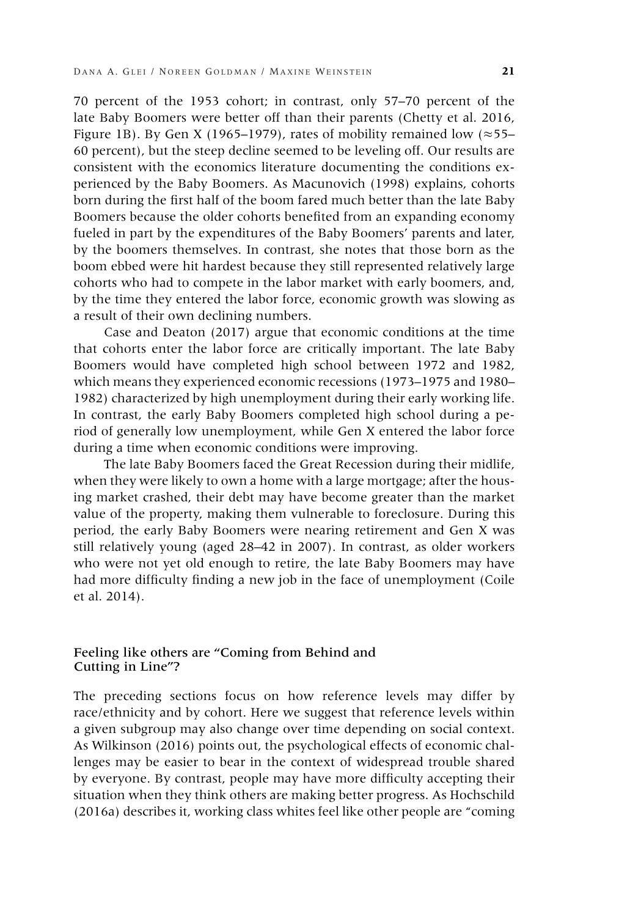70 percent of the 1953 cohort; in contrast, only 57–70 percent of the late Baby Boomers were better off than their parents (Chetty et al. 2016, Figure 1B). By Gen X (1965–1979), rates of mobility remained low ($\approx$55–60 percent), but the steep decline seemed to be leveling off. Our results are consistent with the economics literature documenting the conditions experienced by the Baby Boomers. As Macunovich (1998) explains, cohorts born during the first half of the boom fared much better than the late Baby Boomers because the older cohorts benefited from an expanding economy fueled in part by the expenditures of the Baby Boomers' parents and later, by the boomers themselves. In contrast, she notes that those born as the boom ebbed were hit hardest because they still represented relatively large cohorts who had to compete in the labor market with early boomers, and, by the time they entered the labor force, economic growth was slowing as a result of their own declining numbers.

Case and Deaton (2017) argue that economic conditions at the time that cohorts enter the labor force are critically important. The late Baby Boomers would have completed high school between 1972 and 1982, which means they experienced economic recessions (1973–1975 and 1980–1982) characterized by high unemployment during their early working life. In contrast, the early Baby Boomers completed high school during a period of generally low unemployment, while Gen X entered the labor force during a time when economic conditions were improving.

The late Baby Boomers faced the Great Recession during their midlife, when they were likely to own a home with a large mortgage; after the housing market crashed, their debt may have become greater than the market value of the property, making them vulnerable to foreclosure. During this period, the early Baby Boomers were nearing retirement and Gen X was still relatively young (aged 28–42 in 2007). In contrast, as older workers who were not yet old enough to retire, the late Baby Boomers may have had more difficulty finding a new job in the face of unemployment (Coile et al. 2014).

### Feeling like others are "Coming from Behind and Cutting in Line"?

The preceding sections focus on how reference levels may differ by race/ethnicity and by cohort. Here we suggest that reference levels within a given subgroup may also change over time depending on social context. As Wilkinson (2016) points out, the psychological effects of economic challenges may be easier to bear in the context of widespread trouble shared by everyone. By contrast, people may have more difficulty accepting their situation when they think others are making better progress. As Hochschild (2016a) describes it, working class whites feel like other people are "coming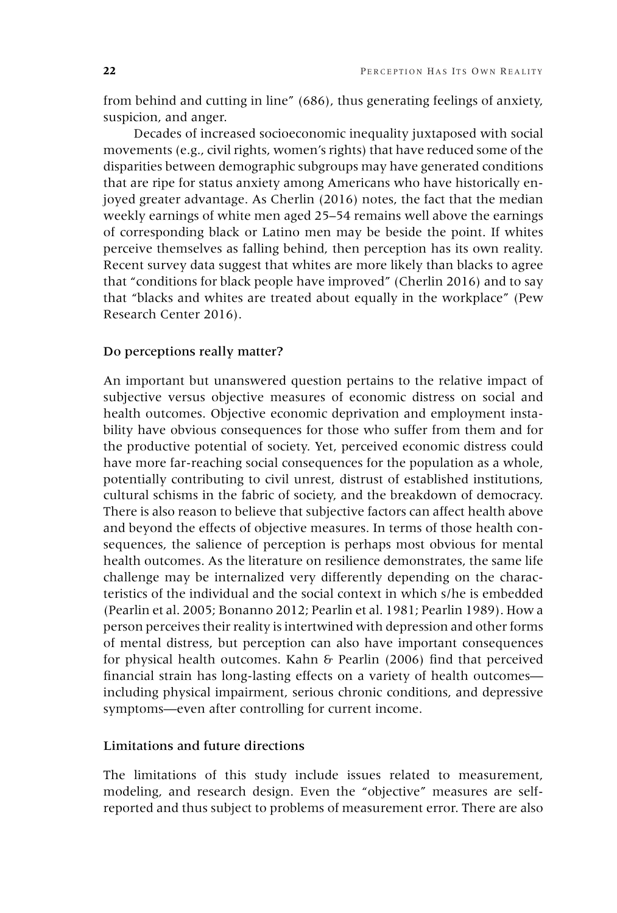from behind and cutting in line" (686), thus generating feelings of anxiety, suspicion, and anger.

Decades of increased socioeconomic inequality juxtaposed with social movements (e.g., civil rights, women's rights) that have reduced some of the disparities between demographic subgroups may have generated conditions that are ripe for status anxiety among Americans who have historically enjoyed greater advantage. As Cherlin (2016) notes, the fact that the median weekly earnings of white men aged 25–54 remains well above the earnings of corresponding black or Latino men may be beside the point. If whites perceive themselves as falling behind, then perception has its own reality. Recent survey data suggest that whites are more likely than blacks to agree that "conditions for black people have improved" (Cherlin 2016) and to say that "blacks and whites are treated about equally in the workplace" (Pew Research Center 2016).

### Do perceptions really matter?

An important but unanswered question pertains to the relative impact of subjective versus objective measures of economic distress on social and health outcomes. Objective economic deprivation and employment instability have obvious consequences for those who suffer from them and for the productive potential of society. Yet, perceived economic distress could have more far-reaching social consequences for the population as a whole, potentially contributing to civil unrest, distrust of established institutions, cultural schisms in the fabric of society, and the breakdown of democracy. There is also reason to believe that subjective factors can affect health above and beyond the effects of objective measures. In terms of those health consequences, the salience of perception is perhaps most obvious for mental health outcomes. As the literature on resilience demonstrates, the same life challenge may be internalized very differently depending on the characteristics of the individual and the social context in which s/he is embedded (Pearlin et al. 2005; Bonanno 2012; Pearlin et al. 1981; Pearlin 1989). How a person perceives their reality is intertwined with depression and other forms of mental distress, but perception can also have important consequences for physical health outcomes. Kahn & Pearlin (2006) find that perceived financial strain has long-lasting effects on a variety of health outcomes—including physical impairment, serious chronic conditions, and depressive symptoms—even after controlling for current income.

### Limitations and future directions

The limitations of this study include issues related to measurement, modeling, and research design. Even the "objective" measures are self-reported and thus subject to problems of measurement error. There are also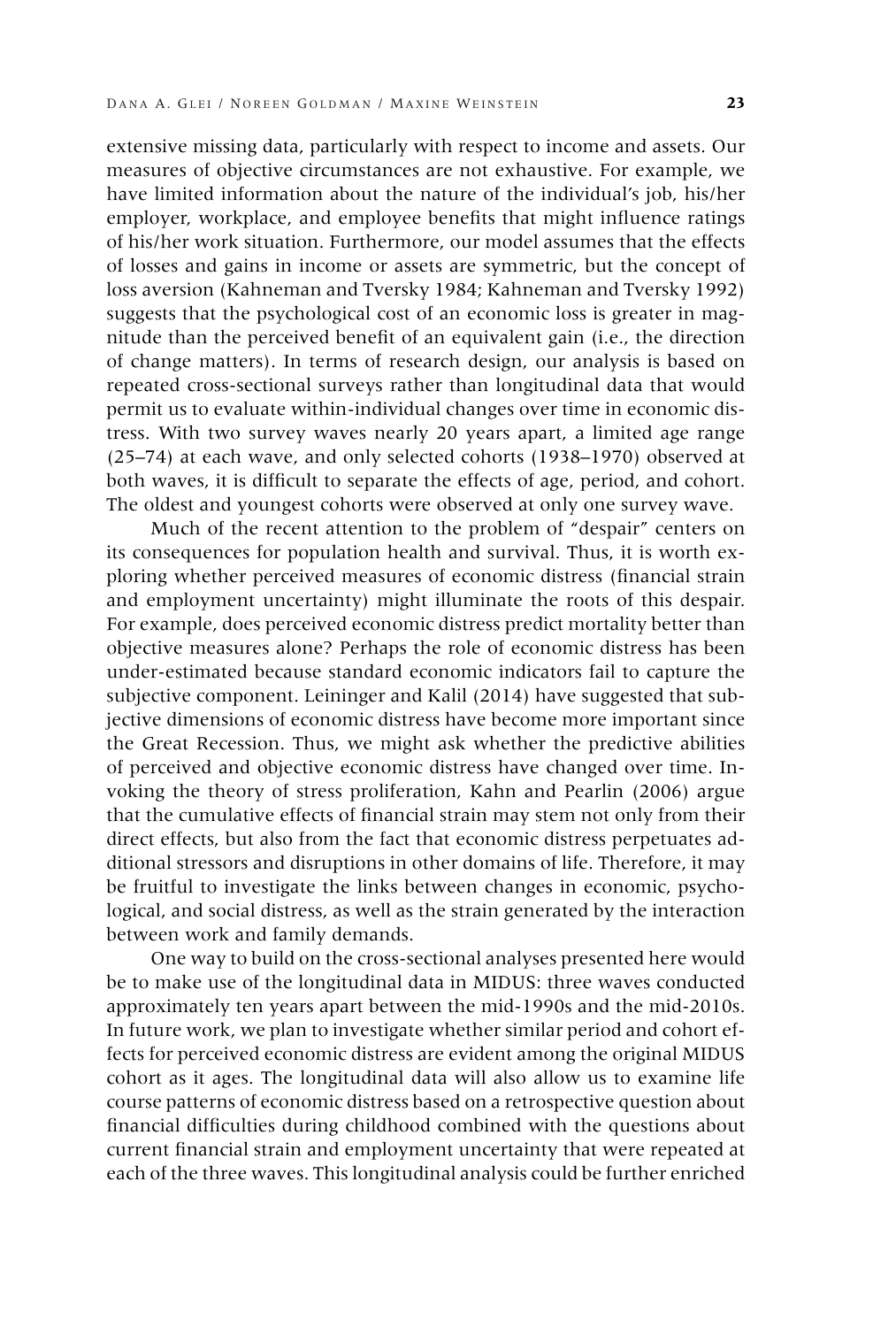extensive missing data, particularly with respect to income and assets. Our measures of objective circumstances are not exhaustive. For example, we have limited information about the nature of the individual's job, his/her employer, workplace, and employee benefits that might influence ratings of his/her work situation. Furthermore, our model assumes that the effects of losses and gains in income or assets are symmetric, but the concept of loss aversion (Kahneman and Tversky 1984; Kahneman and Tversky 1992) suggests that the psychological cost of an economic loss is greater in magnitude than the perceived benefit of an equivalent gain (i.e., the direction of change matters). In terms of research design, our analysis is based on repeated cross-sectional surveys rather than longitudinal data that would permit us to evaluate within-individual changes over time in economic distress. With two survey waves nearly 20 years apart, a limited age range (25–74) at each wave, and only selected cohorts (1938–1970) observed at both waves, it is difficult to separate the effects of age, period, and cohort. The oldest and youngest cohorts were observed at only one survey wave.

Much of the recent attention to the problem of "despair" centers on its consequences for population health and survival. Thus, it is worth exploring whether perceived measures of economic distress (financial strain and employment uncertainty) might illuminate the roots of this despair. For example, does perceived economic distress predict mortality better than objective measures alone? Perhaps the role of economic distress has been under-estimated because standard economic indicators fail to capture the subjective component. Leininger and Kalil (2014) have suggested that subjective dimensions of economic distress have become more important since the Great Recession. Thus, we might ask whether the predictive abilities of perceived and objective economic distress have changed over time. Invoking the theory of stress proliferation, Kahn and Pearlin (2006) argue that the cumulative effects of financial strain may stem not only from their direct effects, but also from the fact that economic distress perpetuates additional stressors and disruptions in other domains of life. Therefore, it may be fruitful to investigate the links between changes in economic, psychological, and social distress, as well as the strain generated by the interaction between work and family demands.

One way to build on the cross-sectional analyses presented here would be to make use of the longitudinal data in MIDUS: three waves conducted approximately ten years apart between the mid-1990s and the mid-2010s. In future work, we plan to investigate whether similar period and cohort effects for perceived economic distress are evident among the original MIDUS cohort as it ages. The longitudinal data will also allow us to examine life course patterns of economic distress based on a retrospective question about financial difficulties during childhood combined with the questions about current financial strain and employment uncertainty that were repeated at each of the three waves. This longitudinal analysis could be further enriched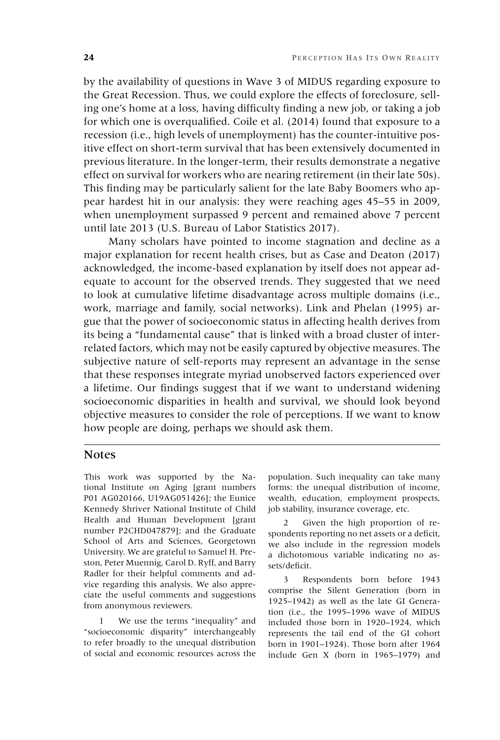by the availability of questions in Wave 3 of MIDUS regarding exposure to the Great Recession. Thus, we could explore the effects of foreclosure, selling one's home at a loss, having difficulty finding a new job, or taking a job for which one is overqualified. Coile et al. (2014) found that exposure to a recession (i.e., high levels of unemployment) has the counter-intuitive positive effect on short-term survival that has been extensively documented in previous literature. In the longer-term, their results demonstrate a negative effect on survival for workers who are nearing retirement (in their late 50s). This finding may be particularly salient for the late Baby Boomers who appear hardest hit in our analysis: they were reaching ages 45–55 in 2009, when unemployment surpassed 9 percent and remained above 7 percent until late 2013 (U.S. Bureau of Labor Statistics 2017).

Many scholars have pointed to income stagnation and decline as a major explanation for recent health crises, but as Case and Deaton (2017) acknowledged, the income-based explanation by itself does not appear adequate to account for the observed trends. They suggested that we need to look at cumulative lifetime disadvantage across multiple domains (i.e., work, marriage and family, social networks). Link and Phelan (1995) argue that the power of socioeconomic status in affecting health derives from its being a "fundamental cause" that is linked with a broad cluster of interrelated factors, which may not be easily captured by objective measures. The subjective nature of self-reports may represent an advantage in the sense that these responses integrate myriad unobserved factors experienced over a lifetime. Our findings suggest that if we want to understand widening socioeconomic disparities in health and survival, we should look beyond objective measures to consider the role of perceptions. If we want to know how people are doing, perhaps we should ask them.

## Notes

This work was supported by the National Institute on Aging [grant numbers P01 AG020166, U19AG051426]; the Eunice Kennedy Shriver National Institute of Child Health and Human Development [grant number P2CHD047879]; and the Graduate School of Arts and Sciences, Georgetown University. We are grateful to Samuel H. Preston, Peter Muennig, Carol D. Ryff, and Barry Radler for their helpful comments and advice regarding this analysis. We also appreciate the useful comments and suggestions from anonymous reviewers.

1 We use the terms "inequality" and "socioeconomic disparity" interchangeably to refer broadly to the unequal distribution of social and economic resources across the population. Such inequality can take many forms: the unequal distribution of income, wealth, education, employment prospects, job stability, insurance coverage, etc.

2 Given the high proportion of respondents reporting no net assets or a deficit, we also include in the regression models a dichotomous variable indicating no assets/deficit.

3 Respondents born before 1943 comprise the Silent Generation (born in 1925–1942) as well as the late GI Generation (i.e., the 1995–1996 wave of MIDUS included those born in 1920–1924, which represents the tail end of the GI cohort born in 1901–1924). Those born after 1964 include Gen X (born in 1965–1979) and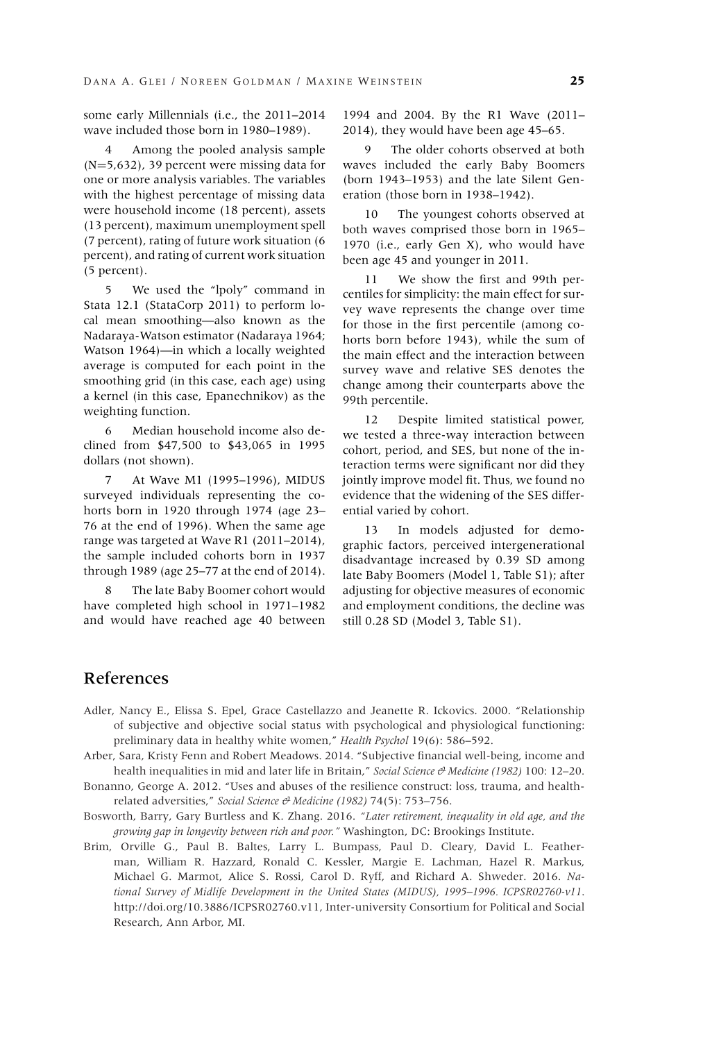some early Millennials (i.e., the 2011–2014 wave included those born in 1980–1989).

4 Among the pooled analysis sample (N=5,632), 39 percent were missing data for one or more analysis variables. The variables with the highest percentage of missing data were household income (18 percent), assets (13 percent), maximum unemployment spell (7 percent), rating of future work situation (6 percent), and rating of current work situation (5 percent).

5 We used the "lpoly" command in Stata 12.1 (StataCorp 2011) to perform local mean smoothing—also known as the Nadaraya-Watson estimator (Nadaraya 1964; Watson 1964)—in which a locally weighted average is computed for each point in the smoothing grid (in this case, each age) using a kernel (in this case, Epanechnikov) as the weighting function.

6 Median household income also declined from $47,500 to $43,065 in 1995 dollars (not shown).

7 At Wave M1 (1995–1996), MIDUS surveyed individuals representing the cohorts born in 1920 through 1974 (age 23–76 at the end of 1996). When the same age range was targeted at Wave R1 (2011–2014), the sample included cohorts born in 1937 through 1989 (age 25–77 at the end of 2014).

8 The late Baby Boomer cohort would have completed high school in 1971–1982 and would have reached age 40 between 1994 and 2004. By the R1 Wave (2011–2014), they would have been age 45–65.

9 The older cohorts observed at both waves included the early Baby Boomers (born 1943–1953) and the late Silent Generation (those born in 1938–1942).

10 The youngest cohorts observed at both waves comprised those born in 1965–1970 (i.e., early Gen X), who would have been age 45 and younger in 2011.

11 We show the first and 99th percentiles for simplicity: the main effect for survey wave represents the change over time for those in the first percentile (among cohorts born before 1943), while the sum of the main effect and the interaction between survey wave and relative SES denotes the change among their counterparts above the 99th percentile.

12 Despite limited statistical power, we tested a three-way interaction between cohort, period, and SES, but none of the interaction terms were significant nor did they jointly improve model fit. Thus, we found no evidence that the widening of the SES differential varied by cohort.

13 In models adjusted for demographic factors, perceived intergenerational disadvantage increased by 0.39 SD among late Baby Boomers (Model 1, Table S1); after adjusting for objective measures of economic and employment conditions, the decline was still 0.28 SD (Model 3, Table S1).

## References

Adler, Nancy E., Elissa S. Epel, Grace Castellazzo and Jeanette R. Ickovics. 2000. "Relationship of subjective and objective social status with psychological and physiological functioning: preliminary data in healthy white women," *Health Psychol* 19(6): 586–592.

Arber, Sara, Kristy Fenn and Robert Meadows. 2014. "Subjective financial well-being, income and health inequalities in mid and later life in Britain," *Social Science & Medicine (1982)* 100: 12–20.

Bonanno, George A. 2012. "Uses and abuses of the resilience construct: loss, trauma, and health-related adversities," *Social Science & Medicine (1982)* 74(5): 753–756.

Bosworth, Barry, Gary Burtless and K. Zhang. 2016. *"Later retirement, inequality in old age, and the growing gap in longevity between rich and poor."* Washington, DC: Brookings Institute.

Brim, Orville G., Paul B. Baltes, Larry L. Bumpass, Paul D. Cleary, David L. Featherman, William R. Hazzard, Ronald C. Kessler, Margie E. Lachman, Hazel R. Markus, Michael G. Marmot, Alice S. Rossi, Carol D. Ryff, and Richard A. Shweder. 2016. *National Survey of Midlife Development in the United States (MIDUS), 1995–1996. ICPSR02760-v11*. http://doi.org/10.3886/ICPSR02760.v11, Inter-university Consortium for Political and Social Research, Ann Arbor, MI.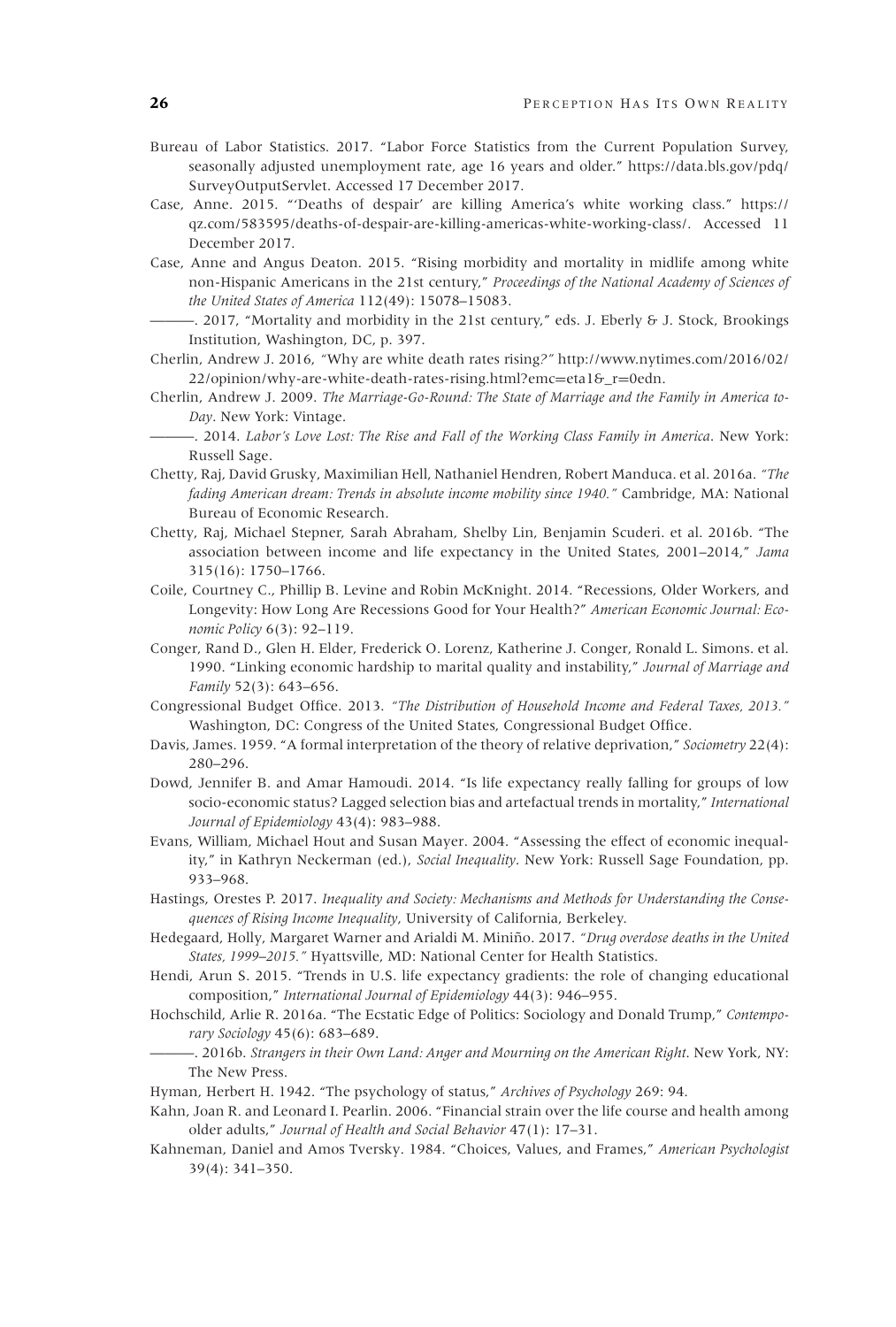Bureau of Labor Statistics. 2017. "Labor Force Statistics from the Current Population Survey, seasonally adjusted unemployment rate, age 16 years and older." https://data.bls.gov/pdq/SurveyOutputServlet. Accessed 17 December 2017.

Case, Anne. 2015. "'Deaths of despair' are killing America's white working class." https://qz.com/583595/deaths-of-despair-are-killing-americas-white-working-class/. Accessed 11 December 2017.

Case, Anne and Angus Deaton. 2015. "Rising morbidity and mortality in midlife among white non-Hispanic Americans in the 21st century," *Proceedings of the National Academy of Sciences of the United States of America* 112(49): 15078–15083.

———. 2017, "Mortality and morbidity in the 21st century," eds. J. Eberly & J. Stock, Brookings Institution, Washington, DC, p. 397.

Cherlin, Andrew J. 2016, "Why are white death rates rising?" http://www.nytimes.com/2016/02/22/opinion/why-are-white-death-rates-rising.html?emc=eta1&_r=0edn.

Cherlin, Andrew J. 2009. *The Marriage-Go-Round: The State of Marriage and the Family in America today*. New York: Vintage.

———. 2014. *Labor's Love Lost: The Rise and Fall of the Working Class Family in America*. New York: Russell Sage.

Chetty, Raj, David Grusky, Maximilian Hell, Nathaniel Hendren, Robert Manduca. et al. 2016a. *"The fading American dream: Trends in absolute income mobility since 1940."* Cambridge, MA: National Bureau of Economic Research.

Chetty, Raj, Michael Stepner, Sarah Abraham, Shelby Lin, Benjamin Scuderi. et al. 2016b. "The association between income and life expectancy in the United States, 2001–2014," *Jama* 315(16): 1750–1766.

Coile, Courtney C., Phillip B. Levine and Robin McKnight. 2014. "Recessions, Older Workers, and Longevity: How Long Are Recessions Good for Your Health?" *American Economic Journal: Economic Policy* 6(3): 92–119.

Conger, Rand D., Glen H. Elder, Frederick O. Lorenz, Katherine J. Conger, Ronald L. Simons. et al. 1990. "Linking economic hardship to marital quality and instability," *Journal of Marriage and Family* 52(3): 643–656.

Congressional Budget Office. 2013. *"The Distribution of Household Income and Federal Taxes, 2013."* Washington, DC: Congress of the United States, Congressional Budget Office.

Davis, James. 1959. "A formal interpretation of the theory of relative deprivation," *Sociometry* 22(4): 280–296.

Dowd, Jennifer B. and Amar Hamoudi. 2014. "Is life expectancy really falling for groups of low socio-economic status? Lagged selection bias and artefactual trends in mortality," *International Journal of Epidemiology* 43(4): 983–988.

Evans, William, Michael Hout and Susan Mayer. 2004. "Assessing the effect of economic inequality," in Kathryn Neckerman (ed.), *Social Inequality*. New York: Russell Sage Foundation, pp. 933–968.

Hastings, Orestes P. 2017. *Inequality and Society: Mechanisms and Methods for Understanding the Consequences of Rising Income Inequality*, University of California, Berkeley.

Hedegaard, Holly, Margaret Warner and Arialdi M. Miniño. 2017. *"Drug overdose deaths in the United States, 1999–2015."* Hyattsville, MD: National Center for Health Statistics.

Hendi, Arun S. 2015. "Trends in U.S. life expectancy gradients: the role of changing educational composition," *International Journal of Epidemiology* 44(3): 946–955.

Hochschild, Arlie R. 2016a. "The Ecstatic Edge of Politics: Sociology and Donald Trump," *Contemporary Sociology* 45(6): 683–689.

———. 2016b. *Strangers in their Own Land: Anger and Mourning on the American Right*. New York, NY: The New Press.

Hyman, Herbert H. 1942. "The psychology of status," *Archives of Psychology* 269: 94.

Kahn, Joan R. and Leonard I. Pearlin. 2006. "Financial strain over the life course and health among older adults," *Journal of Health and Social Behavior* 47(1): 17–31.

Kahneman, Daniel and Amos Tversky. 1984. "Choices, Values, and Frames," *American Psychologist* 39(4): 341–350.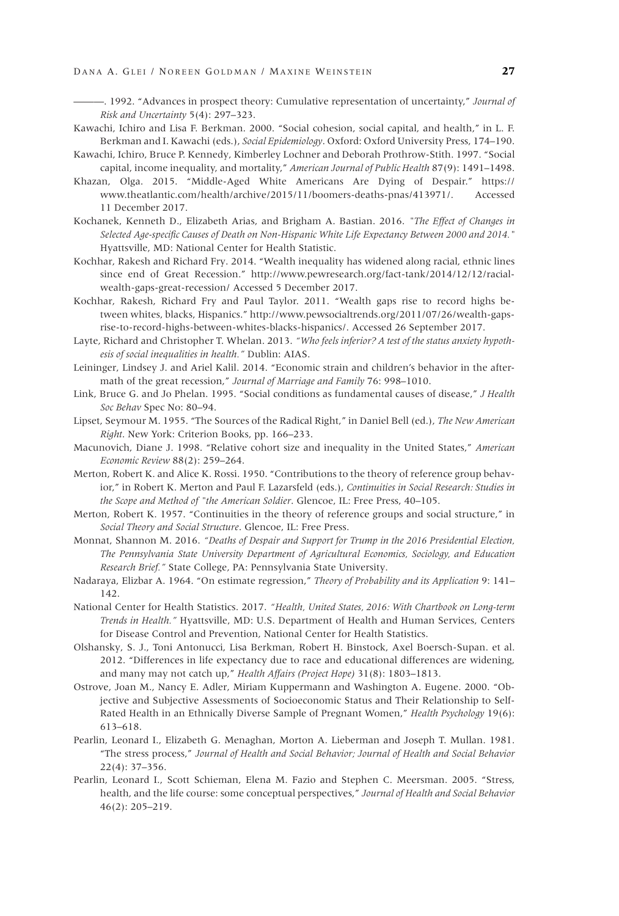———. 1992. “Advances in prospect theory: Cumulative representation of uncertainty,” *Journal of Risk and Uncertainty* 5(4): 297–323.

Kawachi, Ichiro and Lisa F. Berkman. 2000. “Social cohesion, social capital, and health,” in L. F. Berkman and I. Kawachi (eds.), *Social Epidemiology*. Oxford: Oxford University Press, 174–190.

Kawachi, Ichiro, Bruce P. Kennedy, Kimberley Lochner and Deborah Prothrow-Stith. 1997. “Social capital, income inequality, and mortality,” *American Journal of Public Health* 87(9): 1491–1498.

Khazan, Olga. 2015. “Middle-Aged White Americans Are Dying of Despair.” https://www.theatlantic.com/health/archive/2015/11/boomers-deaths-pnas/413971/. Accessed 11 December 2017.

Kochanek, Kenneth D., Elizabeth Arias, and Brigham A. Bastian. 2016. "*The Effect of Changes in Selected Age-specific Causes of Death on Non-Hispanic White Life Expectancy Between 2000 and 2014.*" Hyattsville, MD: National Center for Health Statistic.

Kochhar, Rakesh and Richard Fry. 2014. “Wealth inequality has widened along racial, ethnic lines since end of Great Recession.” http://www.pewresearch.org/fact-tank/2014/12/12/racial-wealth-gaps-great-recession/ Accessed 5 December 2017.

Kochhar, Rakesh, Richard Fry and Paul Taylor. 2011. “Wealth gaps rise to record highs between whites, blacks, Hispanics.” http://www.pewsocialtrends.org/2011/07/26/wealth-gaps-rise-to-record-highs-between-whites-blacks-hispanics/. Accessed 26 September 2017.

Layte, Richard and Christopher T. Whelan. 2013. *“Who feels inferior? A test of the status anxiety hypothesis of social inequalities in health.”* Dublin: AIAS.

Leininger, Lindsey J. and Ariel Kalil. 2014. “Economic strain and children’s behavior in the aftermath of the great recession,” *Journal of Marriage and Family* 76: 998–1010.

Link, Bruce G. and Jo Phelan. 1995. “Social conditions as fundamental causes of disease,” *J Health Soc Behav* Spec No: 80–94.

Lipset, Seymour M. 1955. “The Sources of the Radical Right,” in Daniel Bell (ed.), *The New American Right*. New York: Criterion Books, pp. 166–233.

Macunovich, Diane J. 1998. “Relative cohort size and inequality in the United States,” *American Economic Review* 88(2): 259–264.

Merton, Robert K. and Alice K. Rossi. 1950. “Contributions to the theory of reference group behavior,” in Robert K. Merton and Paul F. Lazarsfeld (eds.), *Continuities in Social Research: Studies in the Scope and Method of "the American Soldier*. Glencoe, IL: Free Press, 40–105.

Merton, Robert K. 1957. “Continuities in the theory of reference groups and social structure,” in *Social Theory and Social Structure*. Glencoe, IL: Free Press.

Monnat, Shannon M. 2016. *“Deaths of Despair and Support for Trump in the 2016 Presidential Election, The Pennsylvania State University Department of Agricultural Economics, Sociology, and Education Research Brief.”* State College, PA: Pennsylvania State University.

Nadaraya, Elizbar A. 1964. “On estimate regression,” *Theory of Probability and its Application* 9: 141–142.

National Center for Health Statistics. 2017. *“Health, United States, 2016: With Chartbook on Long-term Trends in Health.”* Hyattsville, MD: U.S. Department of Health and Human Services, Centers for Disease Control and Prevention, National Center for Health Statistics.

Olshansky, S. J., Toni Antonucci, Lisa Berkman, Robert H. Binstock, Axel Boersch-Supan. et al. 2012. “Differences in life expectancy due to race and educational differences are widening, and many may not catch up,” *Health Affairs (Project Hope)* 31(8): 1803–1813.

Ostrove, Joan M., Nancy E. Adler, Miriam Kuppermann and Washington A. Eugene. 2000. “Objective and Subjective Assessments of Socioeconomic Status and Their Relationship to Self-Rated Health in an Ethnically Diverse Sample of Pregnant Women,” *Health Psychology* 19(6): 613–618.

Pearlin, Leonard I., Elizabeth G. Menaghan, Morton A. Lieberman and Joseph T. Mullan. 1981. “The stress process,” *Journal of Health and Social Behavior; Journal of Health and Social Behavior* 22(4): 37–356.

Pearlin, Leonard I., Scott Schieman, Elena M. Fazio and Stephen C. Meersman. 2005. “Stress, health, and the life course: some conceptual perspectives,” *Journal of Health and Social Behavior* 46(2): 205–219.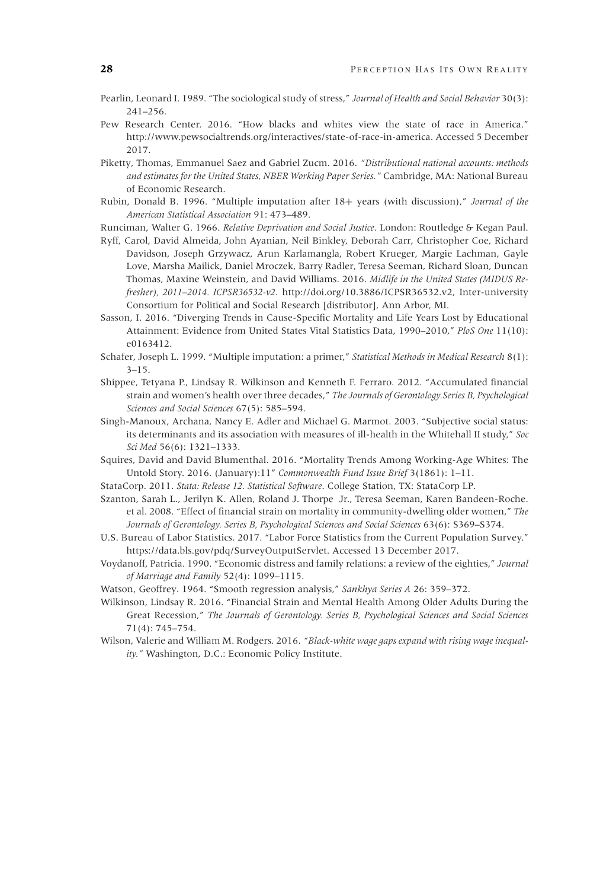Pearlin, Leonard I. 1989. "The sociological study of stress," *Journal of Health and Social Behavior* 30(3): 241–256.

Pew Research Center. 2016. "How blacks and whites view the state of race in America." http://www.pewsocialtrends.org/interactives/state-of-race-in-america. Accessed 5 December 2017.

Piketty, Thomas, Emmanuel Saez and Gabriel Zucm. 2016. *"Distributional national accounts: methods and estimates for the United States, NBER Working Paper Series."* Cambridge, MA: National Bureau of Economic Research.

Rubin, Donald B. 1996. "Multiple imputation after 18+ years (with discussion)," *Journal of the American Statistical Association* 91: 473–489.

Runciman, Walter G. 1966. *Relative Deprivation and Social Justice*. London: Routledge & Kegan Paul.

Ryff, Carol, David Almeida, John Ayanian, Neil Binkley, Deborah Carr, Christopher Coe, Richard Davidson, Joseph Grzywacz, Arun Karlamangla, Robert Krueger, Margie Lachman, Gayle Love, Marsha Mailick, Daniel Mroczek, Barry Radler, Teresa Seeman, Richard Sloan, Duncan Thomas, Maxine Weinstein, and David Williams. 2016. *Midlife in the United States (MIDUS Refresher), 2011–2014. ICPSR36532-v2*. http://doi.org/10.3886/ICPSR36532.v2, Inter-university Consortium for Political and Social Research [distributor], Ann Arbor, MI.

Sasson, I. 2016. "Diverging Trends in Cause-Specific Mortality and Life Years Lost by Educational Attainment: Evidence from United States Vital Statistics Data, 1990–2010," *PloS One* 11(10): e0163412.

Schafer, Joseph L. 1999. "Multiple imputation: a primer," *Statistical Methods in Medical Research* 8(1): 3–15.

Shippee, Tetyana P., Lindsay R. Wilkinson and Kenneth F. Ferraro. 2012. "Accumulated financial strain and women's health over three decades," *The Journals of Gerontology.Series B, Psychological Sciences and Social Sciences* 67(5): 585–594.

Singh-Manoux, Archana, Nancy E. Adler and Michael G. Marmot. 2003. "Subjective social status: its determinants and its association with measures of ill-health in the Whitehall II study," *Soc Sci Med* 56(6): 1321–1333.

Squires, David and David Blumenthal. 2016. "Mortality Trends Among Working-Age Whites: The Untold Story. 2016. (January):11" *Commonwealth Fund Issue Brief* 3(1861): 1–11.

StataCorp. 2011. *Stata: Release 12. Statistical Software*. College Station, TX: StataCorp LP.

Szanton, Sarah L., Jerilyn K. Allen, Roland J. Thorpe Jr., Teresa Seeman, Karen Bandeen-Roche. et al. 2008. "Effect of financial strain on mortality in community-dwelling older women," *The Journals of Gerontology. Series B, Psychological Sciences and Social Sciences* 63(6): S369–S374.

U.S. Bureau of Labor Statistics. 2017. "Labor Force Statistics from the Current Population Survey." https://data.bls.gov/pdq/SurveyOutputServlet. Accessed 13 December 2017.

Voydanoff, Patricia. 1990. "Economic distress and family relations: a review of the eighties," *Journal of Marriage and Family* 52(4): 1099–1115.

Watson, Geoffrey. 1964. "Smooth regression analysis," *Sankhya Series A* 26: 359–372.

Wilkinson, Lindsay R. 2016. "Financial Strain and Mental Health Among Older Adults During the Great Recession," *The Journals of Gerontology. Series B, Psychological Sciences and Social Sciences* 71(4): 745–754.

Wilson, Valerie and William M. Rodgers. 2016. *"Black-white wage gaps expand with rising wage inequality."* Washington, D.C.: Economic Policy Institute.